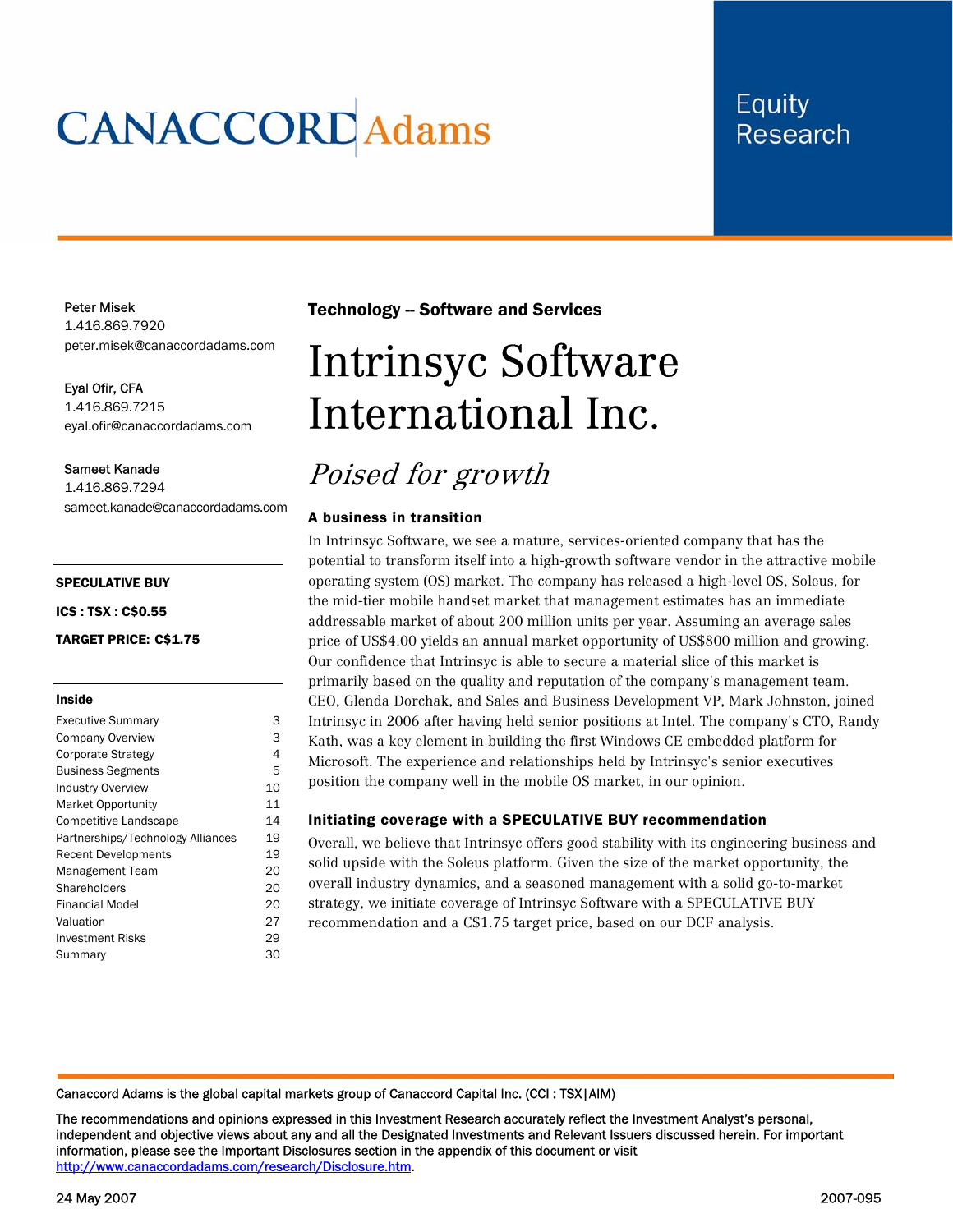CANACCORD Adams

Equity Research

Peter Misek
1.416.869.7920
peter.misek@canaccordadams.com

Eyal Ofir, CFA
1.416.869.7215
eyal.ofir@canaccordadams.com

Sameet Kanade
1.416.869.7294
sameet.kanade@canaccordadams.com

**SPECULATIVE BUY**

**ICS : TSX : C$0.55**

**TARGET PRICE: C$1.75**

**Inside**

| | |
|---|---|
| Executive Summary | 3 |
| Company Overview | 3 |
| Corporate Strategy | 4 |
| Business Segments | 5 |
| Industry Overview | 10 |
| Market Opportunity | 11 |
| Competitive Landscape | 14 |
| Partnerships/Technology Alliances | 19 |
| Recent Developments | 19 |
| Management Team | 20 |
| Shareholders | 20 |
| Financial Model | 20 |
| Valuation | 27 |
| Investment Risks | 29 |
| Summary | 30 |

**Technology – Software and Services**

# Intrinsyc Software International Inc.

## *Poised for growth*

### A business in transition

In Intrinsyc Software, we see a mature, services-oriented company that has the potential to transform itself into a high-growth software vendor in the attractive mobile operating system (OS) market. The company has released a high-level OS, Soleus, for the mid-tier mobile handset market that management estimates has an immediate addressable market of about 200 million units per year. Assuming an average sales price of US$4.00 yields an annual market opportunity of US$800 million and growing. Our confidence that Intrinsyc is able to secure a material slice of this market is primarily based on the quality and reputation of the company's management team. CEO, Glenda Dorchak, and Sales and Business Development VP, Mark Johnston, joined Intrinsyc in 2006 after having held senior positions at Intel. The company's CTO, Randy Kath, was a key element in building the first Windows CE embedded platform for Microsoft. The experience and relationships held by Intrinsyc's senior executives position the company well in the mobile OS market, in our opinion.

### Initiating coverage with a SPECULATIVE BUY recommendation

Overall, we believe that Intrinsyc offers good stability with its engineering business and solid upside with the Soleus platform. Given the size of the market opportunity, the overall industry dynamics, and a seasoned management with a solid go-to-market strategy, we initiate coverage of Intrinsyc Software with a SPECULATIVE BUY recommendation and a C$1.75 target price, based on our DCF analysis.

Canaccord Adams is the global capital markets group of Canaccord Capital Inc. (CCI : TSX|AIM)

The recommendations and opinions expressed in this Investment Research accurately reflect the Investment Analyst's personal, independent and objective views about any and all the Designated Investments and Relevant Issuers discussed herein. For important information, please see the Important Disclosures section in the appendix of this document or visit http://www.canaccordadams.com/research/Disclosure.htm.

24 May 2007

2007-095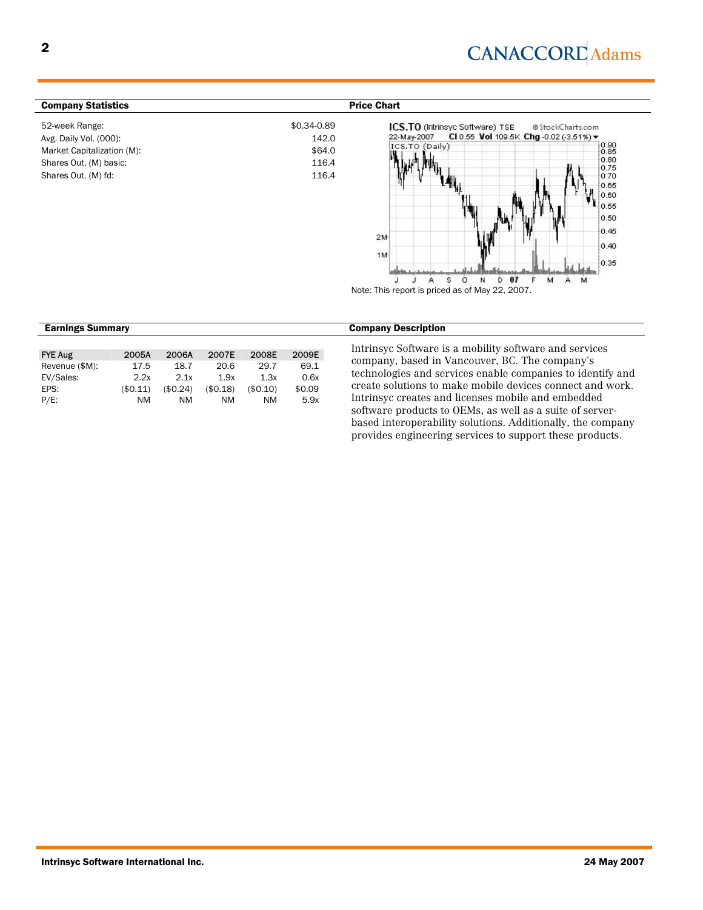## Company Statistics

| | |
|---|---|
| 52-week Range: | $0.34-0.89 |
| Avg. Daily Vol. (000): | 142.0 |
| Market Capitalization (M): | $64.0 |
| Shares Out. (M) basic: | 116.4 |
| Shares Out. (M) fd: | 116.4 |

## Price Chart

Note: This report is priced as of May 22, 2007.

## Earnings Summary

| FYE Aug | 2005A | 2006A | 2007E | 2008E | 2009E |
|---|---|---|---|---|---|
| Revenue ($M): | 17.5 | 18.7 | 20.6 | 29.7 | 69.1 |
| EV/Sales: | 2.2x | 2.1x | 1.9x | 1.3x | 0.6x |
| EPS: | ($0.11) | ($0.24) | ($0.18) | ($0.10) | $0.09 |
| P/E: | NM | NM | NM | NM | 5.9x |

## Company Description

Intrinsyc Software is a mobility software and services company, based in Vancouver, BC. The company's technologies and services enable companies to identify and create solutions to make mobile devices connect and work. Intrinsyc creates and licenses mobile and embedded software products to OEMs, as well as a suite of server-based interoperability solutions. Additionally, the company provides engineering services to support these products.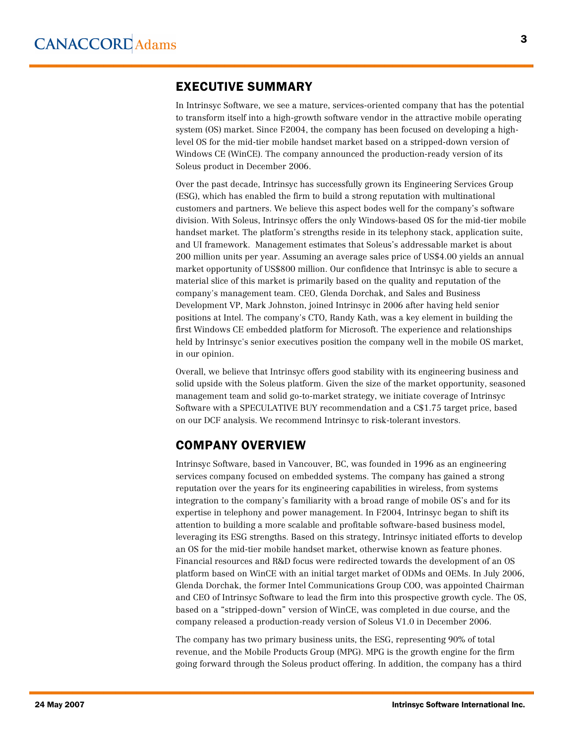## EXECUTIVE SUMMARY

In Intrinsyc Software, we see a mature, services-oriented company that has the potential to transform itself into a high-growth software vendor in the attractive mobile operating system (OS) market. Since F2004, the company has been focused on developing a high-level OS for the mid-tier mobile handset market based on a stripped-down version of Windows CE (WinCE). The company announced the production-ready version of its Soleus product in December 2006.

Over the past decade, Intrinsyc has successfully grown its Engineering Services Group (ESG), which has enabled the firm to build a strong reputation with multinational customers and partners. We believe this aspect bodes well for the company's software division. With Soleus, Intrinsyc offers the only Windows-based OS for the mid-tier mobile handset market. The platform's strengths reside in its telephony stack, application suite, and UI framework. Management estimates that Soleus's addressable market is about 200 million units per year. Assuming an average sales price of US$4.00 yields an annual market opportunity of US$800 million. Our confidence that Intrinsyc is able to secure a material slice of this market is primarily based on the quality and reputation of the company's management team. CEO, Glenda Dorchak, and Sales and Business Development VP, Mark Johnston, joined Intrinsyc in 2006 after having held senior positions at Intel. The company's CTO, Randy Kath, was a key element in building the first Windows CE embedded platform for Microsoft. The experience and relationships held by Intrinsyc's senior executives position the company well in the mobile OS market, in our opinion.

Overall, we believe that Intrinsyc offers good stability with its engineering business and solid upside with the Soleus platform. Given the size of the market opportunity, seasoned management team and solid go-to-market strategy, we initiate coverage of Intrinsyc Software with a SPECULATIVE BUY recommendation and a C$1.75 target price, based on our DCF analysis. We recommend Intrinsyc to risk-tolerant investors.

## COMPANY OVERVIEW

Intrinsyc Software, based in Vancouver, BC, was founded in 1996 as an engineering services company focused on embedded systems. The company has gained a strong reputation over the years for its engineering capabilities in wireless, from systems integration to the company's familiarity with a broad range of mobile OS's and for its expertise in telephony and power management. In F2004, Intrinsyc began to shift its attention to building a more scalable and profitable software-based business model, leveraging its ESG strengths. Based on this strategy, Intrinsyc initiated efforts to develop an OS for the mid-tier mobile handset market, otherwise known as feature phones. Financial resources and R&D focus were redirected towards the development of an OS platform based on WinCE with an initial target market of ODMs and OEMs. In July 2006, Glenda Dorchak, the former Intel Communications Group COO, was appointed Chairman and CEO of Intrinsyc Software to lead the firm into this prospective growth cycle. The OS, based on a "stripped-down" version of WinCE, was completed in due course, and the company released a production-ready version of Soleus V1.0 in December 2006.

The company has two primary business units, the ESG, representing 90% of total revenue, and the Mobile Products Group (MPG). MPG is the growth engine for the firm going forward through the Soleus product offering. In addition, the company has a third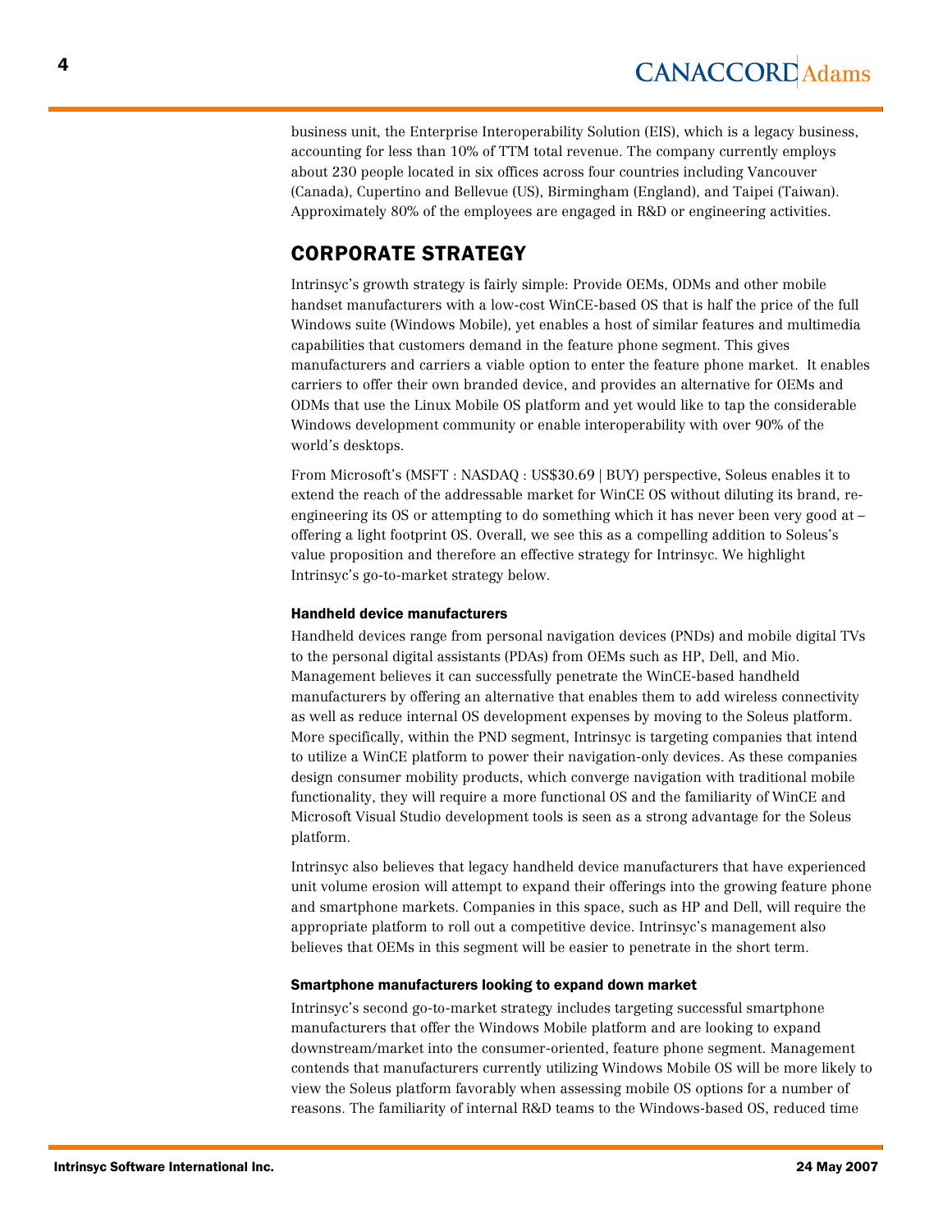business unit, the Enterprise Interoperability Solution (EIS), which is a legacy business, accounting for less than 10% of TTM total revenue. The company currently employs about 230 people located in six offices across four countries including Vancouver (Canada), Cupertino and Bellevue (US), Birmingham (England), and Taipei (Taiwan). Approximately 80% of the employees are engaged in R&D or engineering activities.

## CORPORATE STRATEGY

Intrinsyc's growth strategy is fairly simple: Provide OEMs, ODMs and other mobile handset manufacturers with a low-cost WinCE-based OS that is half the price of the full Windows suite (Windows Mobile), yet enables a host of similar features and multimedia capabilities that customers demand in the feature phone segment. This gives manufacturers and carriers a viable option to enter the feature phone market. It enables carriers to offer their own branded device, and provides an alternative for OEMs and ODMs that use the Linux Mobile OS platform and yet would like to tap the considerable Windows development community or enable interoperability with over 90% of the world's desktops.

From Microsoft's (MSFT : NASDAQ : US$30.69 | BUY) perspective, Soleus enables it to extend the reach of the addressable market for WinCE OS without diluting its brand, re-engineering its OS or attempting to do something which it has never been very good at – offering a light footprint OS. Overall, we see this as a compelling addition to Soleus's value proposition and therefore an effective strategy for Intrinsyc. We highlight Intrinsyc's go-to-market strategy below.

### Handheld device manufacturers

Handheld devices range from personal navigation devices (PNDs) and mobile digital TVs to the personal digital assistants (PDAs) from OEMs such as HP, Dell, and Mio. Management believes it can successfully penetrate the WinCE-based handheld manufacturers by offering an alternative that enables them to add wireless connectivity as well as reduce internal OS development expenses by moving to the Soleus platform. More specifically, within the PND segment, Intrinsyc is targeting companies that intend to utilize a WinCE platform to power their navigation-only devices. As these companies design consumer mobility products, which converge navigation with traditional mobile functionality, they will require a more functional OS and the familiarity of WinCE and Microsoft Visual Studio development tools is seen as a strong advantage for the Soleus platform.

Intrinsyc also believes that legacy handheld device manufacturers that have experienced unit volume erosion will attempt to expand their offerings into the growing feature phone and smartphone markets. Companies in this space, such as HP and Dell, will require the appropriate platform to roll out a competitive device. Intrinsyc's management also believes that OEMs in this segment will be easier to penetrate in the short term.

### Smartphone manufacturers looking to expand down market

Intrinsyc's second go-to-market strategy includes targeting successful smartphone manufacturers that offer the Windows Mobile platform and are looking to expand downstream/market into the consumer-oriented, feature phone segment. Management contends that manufacturers currently utilizing Windows Mobile OS will be more likely to view the Soleus platform favorably when assessing mobile OS options for a number of reasons. The familiarity of internal R&D teams to the Windows-based OS, reduced time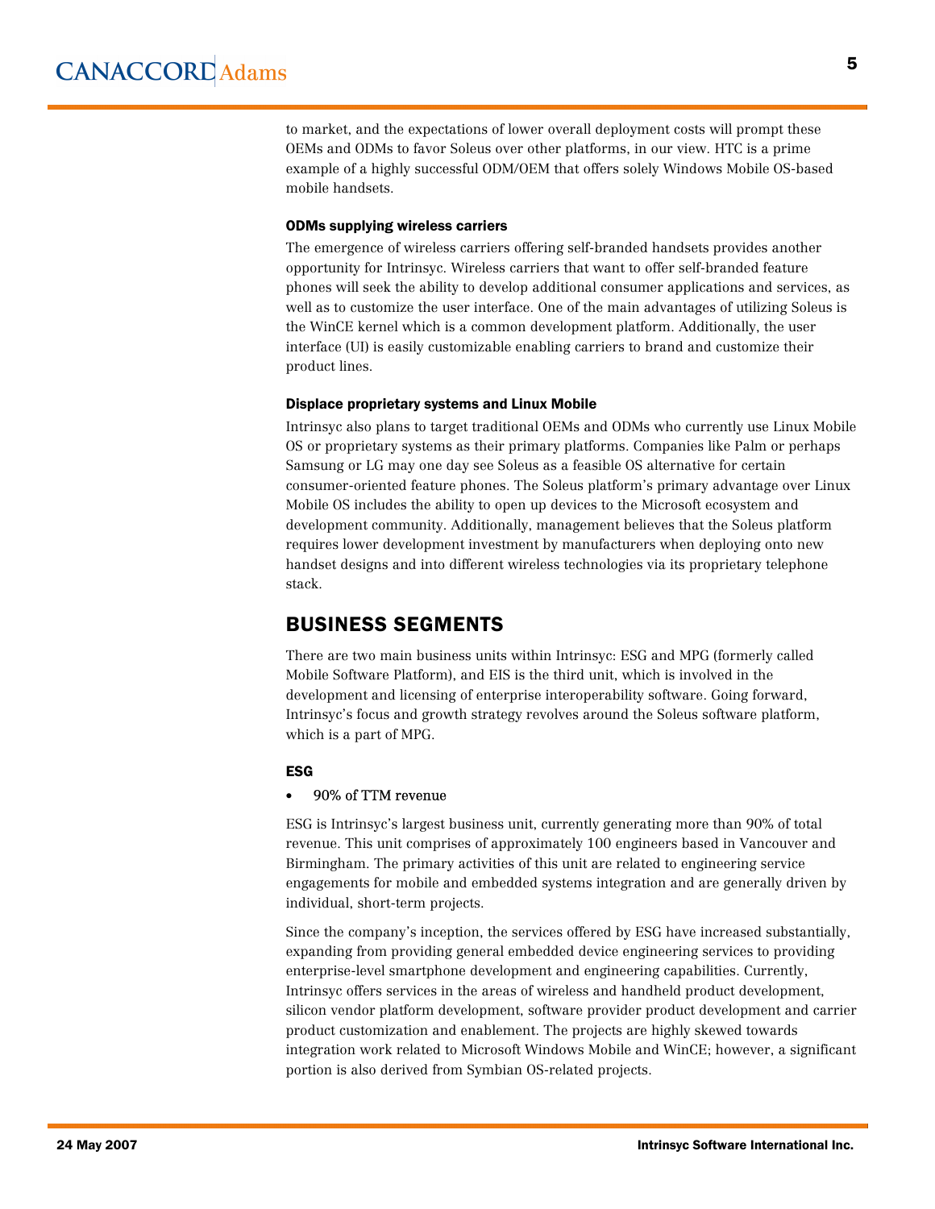to market, and the expectations of lower overall deployment costs will prompt these OEMs and ODMs to favor Soleus over other platforms, in our view. HTC is a prime example of a highly successful ODM/OEM that offers solely Windows Mobile OS-based mobile handsets.

### ODMs supplying wireless carriers

The emergence of wireless carriers offering self-branded handsets provides another opportunity for Intrinsyc. Wireless carriers that want to offer self-branded feature phones will seek the ability to develop additional consumer applications and services, as well as to customize the user interface. One of the main advantages of utilizing Soleus is the WinCE kernel which is a common development platform. Additionally, the user interface (UI) is easily customizable enabling carriers to brand and customize their product lines.

### Displace proprietary systems and Linux Mobile

Intrinsyc also plans to target traditional OEMs and ODMs who currently use Linux Mobile OS or proprietary systems as their primary platforms. Companies like Palm or perhaps Samsung or LG may one day see Soleus as a feasible OS alternative for certain consumer-oriented feature phones. The Soleus platform's primary advantage over Linux Mobile OS includes the ability to open up devices to the Microsoft ecosystem and development community. Additionally, management believes that the Soleus platform requires lower development investment by manufacturers when deploying onto new handset designs and into different wireless technologies via its proprietary telephone stack.

## BUSINESS SEGMENTS

There are two main business units within Intrinsyc: ESG and MPG (formerly called Mobile Software Platform), and EIS is the third unit, which is involved in the development and licensing of enterprise interoperability software. Going forward, Intrinsyc's focus and growth strategy revolves around the Soleus software platform, which is a part of MPG.

### ESG

- 90% of TTM revenue

ESG is Intrinsyc's largest business unit, currently generating more than 90% of total revenue. This unit comprises of approximately 100 engineers based in Vancouver and Birmingham. The primary activities of this unit are related to engineering service engagements for mobile and embedded systems integration and are generally driven by individual, short-term projects.

Since the company's inception, the services offered by ESG have increased substantially, expanding from providing general embedded device engineering services to providing enterprise-level smartphone development and engineering capabilities. Currently, Intrinsyc offers services in the areas of wireless and handheld product development, silicon vendor platform development, software provider product development and carrier product customization and enablement. The projects are highly skewed towards integration work related to Microsoft Windows Mobile and WinCE; however, a significant portion is also derived from Symbian OS-related projects.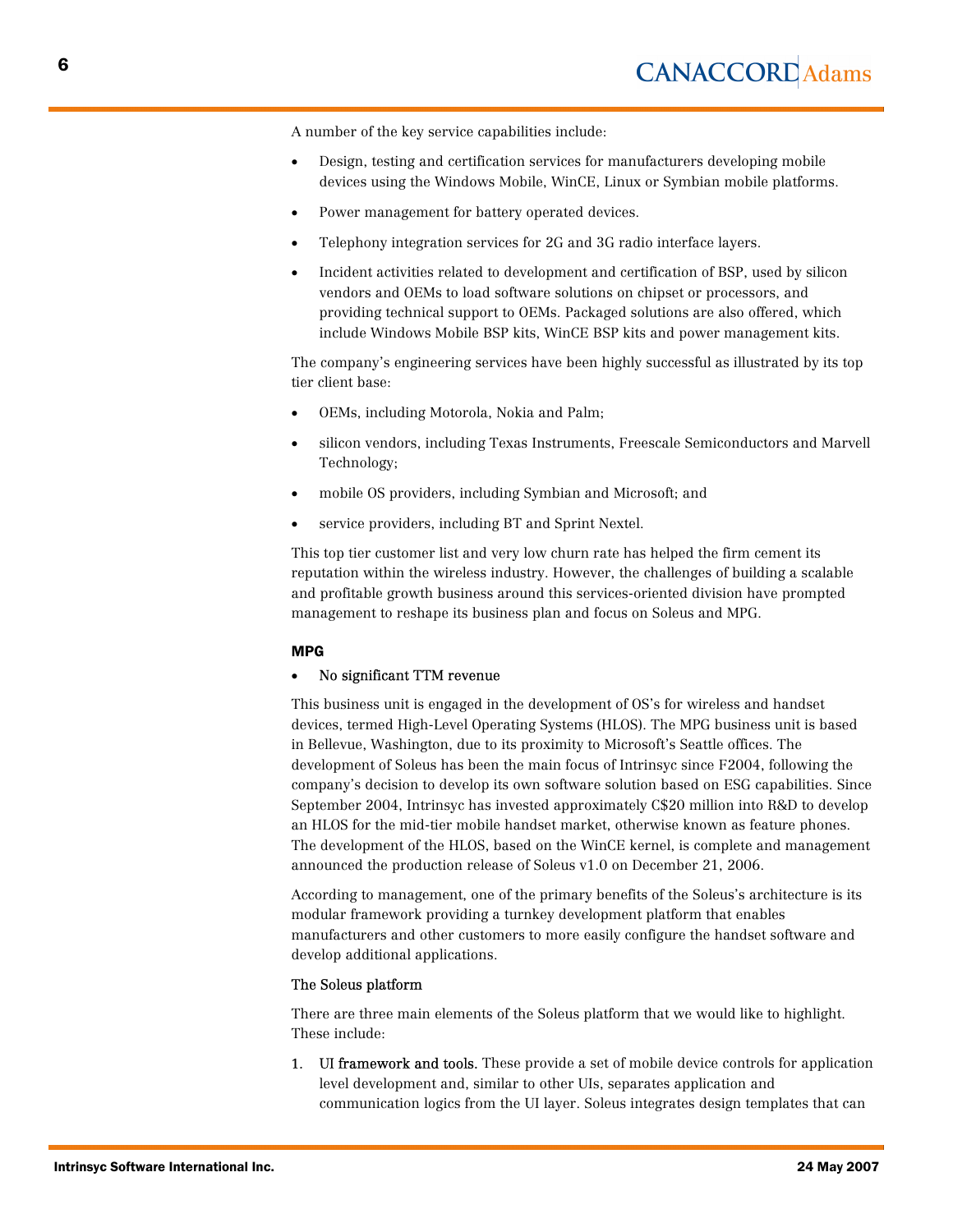A number of the key service capabilities include:

- Design, testing and certification services for manufacturers developing mobile devices using the Windows Mobile, WinCE, Linux or Symbian mobile platforms.
- Power management for battery operated devices.
- Telephony integration services for 2G and 3G radio interface layers.
- Incident activities related to development and certification of BSP, used by silicon vendors and OEMs to load software solutions on chipset or processors, and providing technical support to OEMs. Packaged solutions are also offered, which include Windows Mobile BSP kits, WinCE BSP kits and power management kits.

The company's engineering services have been highly successful as illustrated by its top tier client base:

- OEMs, including Motorola, Nokia and Palm;
- silicon vendors, including Texas Instruments, Freescale Semiconductors and Marvell Technology;
- mobile OS providers, including Symbian and Microsoft; and
- service providers, including BT and Sprint Nextel.

This top tier customer list and very low churn rate has helped the firm cement its reputation within the wireless industry. However, the challenges of building a scalable and profitable growth business around this services-oriented division have prompted management to reshape its business plan and focus on Soleus and MPG.

**MPG**

- No significant TTM revenue

This business unit is engaged in the development of OS's for wireless and handset devices, termed High-Level Operating Systems (HLOS). The MPG business unit is based in Bellevue, Washington, due to its proximity to Microsoft's Seattle offices. The development of Soleus has been the main focus of Intrinsyc since F2004, following the company's decision to develop its own software solution based on ESG capabilities. Since September 2004, Intrinsyc has invested approximately C$20 million into R&D to develop an HLOS for the mid-tier mobile handset market, otherwise known as feature phones. The development of the HLOS, based on the WinCE kernel, is complete and management announced the production release of Soleus v1.0 on December 21, 2006.

According to management, one of the primary benefits of the Soleus's architecture is its modular framework providing a turnkey development platform that enables manufacturers and other customers to more easily configure the handset software and develop additional applications.

The Soleus platform

There are three main elements of the Soleus platform that we would like to highlight. These include:

1. UI framework and tools. These provide a set of mobile device controls for application level development and, similar to other UIs, separates application and communication logics from the UI layer. Soleus integrates design templates that can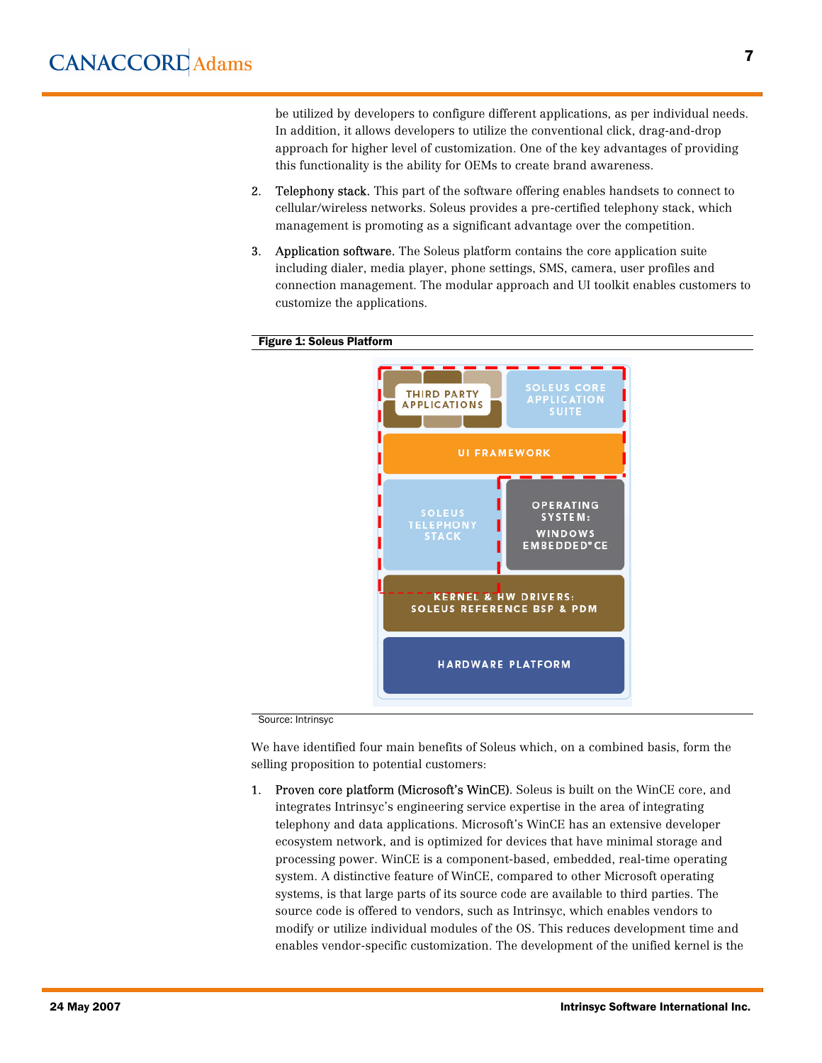be utilized by developers to configure different applications, as per individual needs. In addition, it allows developers to utilize the conventional click, drag-and-drop approach for higher level of customization. One of the key advantages of providing this functionality is the ability for OEMs to create brand awareness.

2. Telephony stack. This part of the software offering enables handsets to connect to cellular/wireless networks. Soleus provides a pre-certified telephony stack, which management is promoting as a significant advantage over the competition.

3. Application software. The Soleus platform contains the core application suite including dialer, media player, phone settings, SMS, camera, user profiles and connection management. The modular approach and UI toolkit enables customers to customize the applications.

**Figure 1: Soleus Platform**

THIRD PARTY APPLICATIONS | SOLEUS CORE APPLICATION SUITE

UI FRAMEWORK

SOLEUS TELEPHONY STACK | OPERATING SYSTEM: WINDOWS EMBEDDED® CE

KERNEL & HW DRIVERS: SOLEUS REFERENCE BSP & PDM

HARDWARE PLATFORM

Source: Intrinsyc

We have identified four main benefits of Soleus which, on a combined basis, form the selling proposition to potential customers:

1. Proven core platform (Microsoft's WinCE). Soleus is built on the WinCE core, and integrates Intrinsyc's engineering service expertise in the area of integrating telephony and data applications. Microsoft's WinCE has an extensive developer ecosystem network, and is optimized for devices that have minimal storage and processing power. WinCE is a component-based, embedded, real-time operating system. A distinctive feature of WinCE, compared to other Microsoft operating systems, is that large parts of its source code are available to third parties. The source code is offered to vendors, such as Intrinsyc, which enables vendors to modify or utilize individual modules of the OS. This reduces development time and enables vendor-specific customization. The development of the unified kernel is the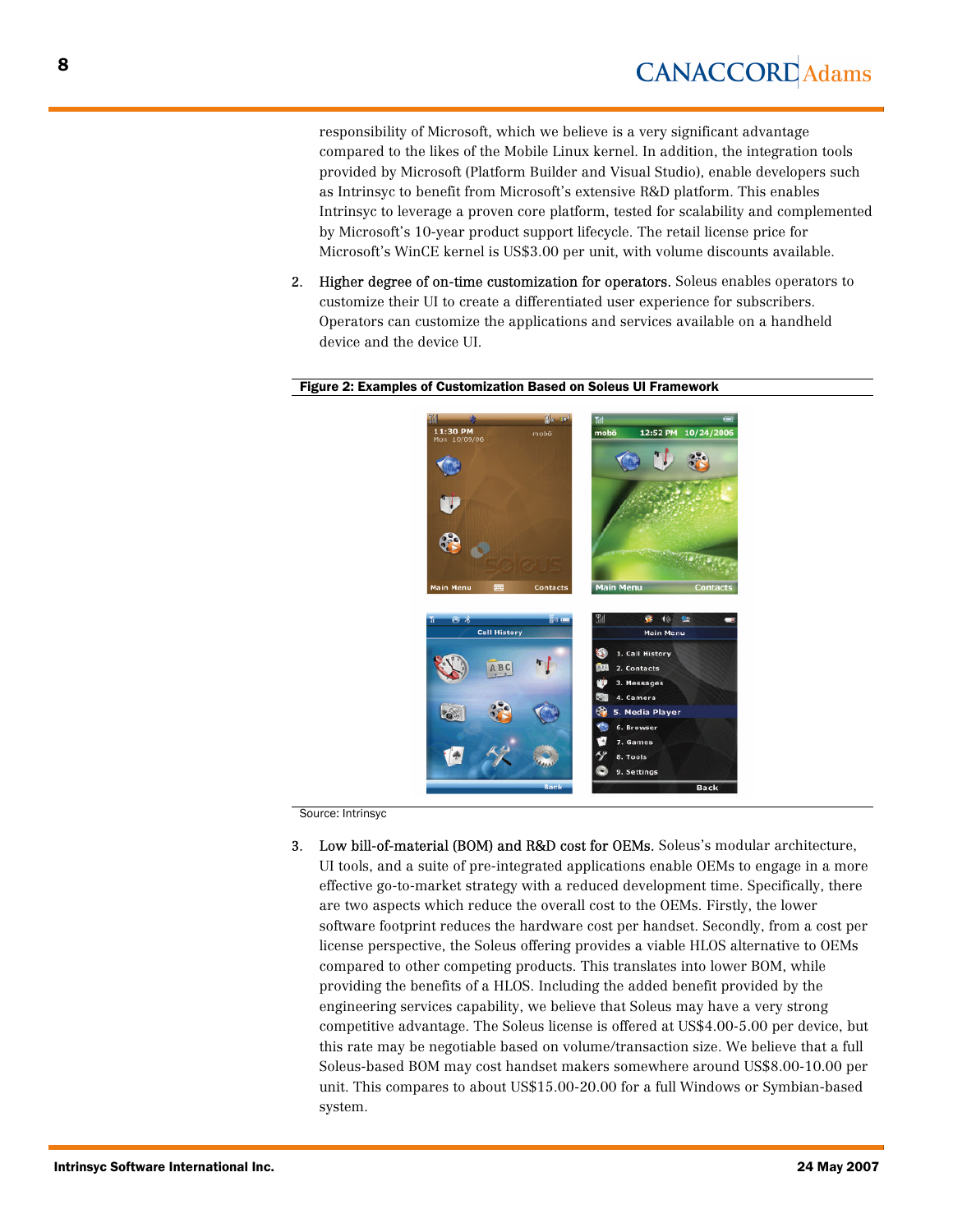responsibility of Microsoft, which we believe is a very significant advantage compared to the likes of the Mobile Linux kernel. In addition, the integration tools provided by Microsoft (Platform Builder and Visual Studio), enable developers such as Intrinsyc to benefit from Microsoft's extensive R&D platform. This enables Intrinsyc to leverage a proven core platform, tested for scalability and complemented by Microsoft's 10-year product support lifecycle. The retail license price for Microsoft's WinCE kernel is US$3.00 per unit, with volume discounts available.

2. Higher degree of on-time customization for operators. Soleus enables operators to customize their UI to create a differentiated user experience for subscribers. Operators can customize the applications and services available on a handheld device and the device UI.

**Figure 2: Examples of Customization Based on Soleus UI Framework**

Source: Intrinsyc

3. Low bill-of-material (BOM) and R&D cost for OEMs. Soleus's modular architecture, UI tools, and a suite of pre-integrated applications enable OEMs to engage in a more effective go-to-market strategy with a reduced development time. Specifically, there are two aspects which reduce the overall cost to the OEMs. Firstly, the lower software footprint reduces the hardware cost per handset. Secondly, from a cost per license perspective, the Soleus offering provides a viable HLOS alternative to OEMs compared to other competing products. This translates into lower BOM, while providing the benefits of a HLOS. Including the added benefit provided by the engineering services capability, we believe that Soleus may have a very strong competitive advantage. The Soleus license is offered at US$4.00-5.00 per device, but this rate may be negotiable based on volume/transaction size. We believe that a full Soleus-based BOM may cost handset makers somewhere around US$8.00-10.00 per unit. This compares to about US$15.00-20.00 for a full Windows or Symbian-based system.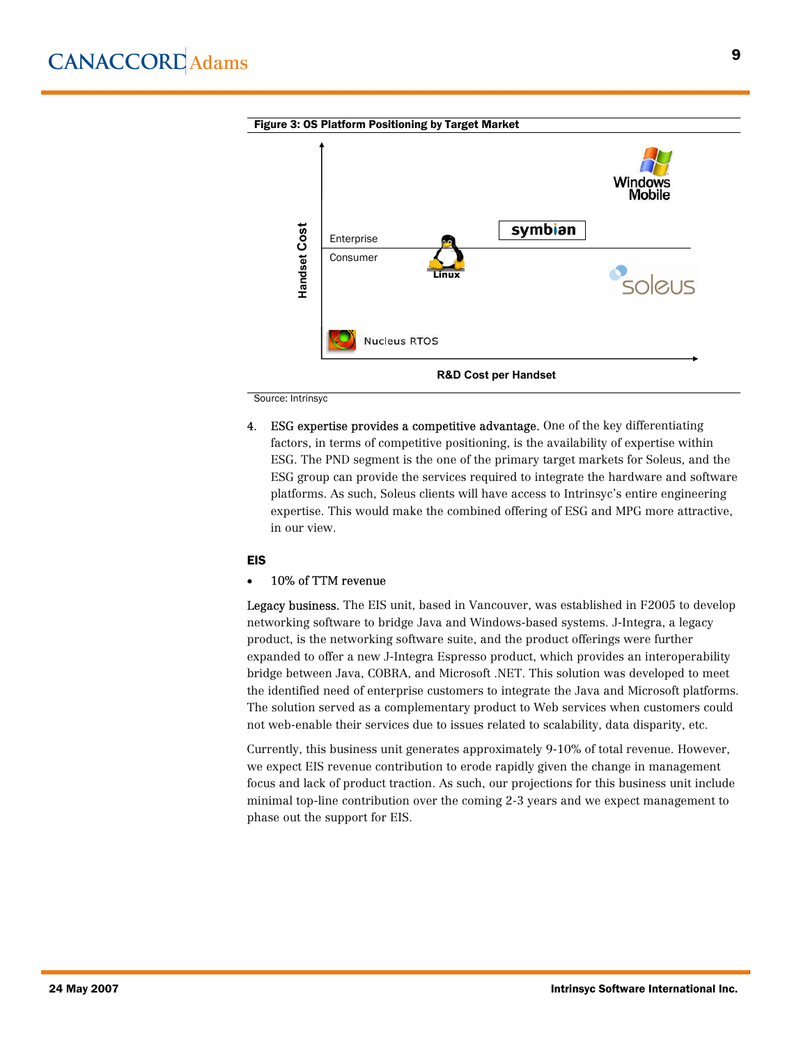**Figure 3: OS Platform Positioning by Target Market**

Handset Cost

Enterprise

Consumer

Windows Mobile

symbian

Linux

soleus

Nucleus RTOS

R&D Cost per Handset

Source: Intrinsyc

4. ESG expertise provides a competitive advantage. One of the key differentiating factors, in terms of competitive positioning, is the availability of expertise within ESG. The PND segment is the one of the primary target markets for Soleus, and the ESG group can provide the services required to integrate the hardware and software platforms. As such, Soleus clients will have access to Intrinsyc's entire engineering expertise. This would make the combined offering of ESG and MPG more attractive, in our view.

### EIS

- 10% of TTM revenue

Legacy business. The EIS unit, based in Vancouver, was established in F2005 to develop networking software to bridge Java and Windows-based systems. J-Integra, a legacy product, is the networking software suite, and the product offerings were further expanded to offer a new J-Integra Espresso product, which provides an interoperability bridge between Java, COBRA, and Microsoft .NET. This solution was developed to meet the identified need of enterprise customers to integrate the Java and Microsoft platforms. The solution served as a complementary product to Web services when customers could not web-enable their services due to issues related to scalability, data disparity, etc.

Currently, this business unit generates approximately 9-10% of total revenue. However, we expect EIS revenue contribution to erode rapidly given the change in management focus and lack of product traction. As such, our projections for this business unit include minimal top-line contribution over the coming 2-3 years and we expect management to phase out the support for EIS.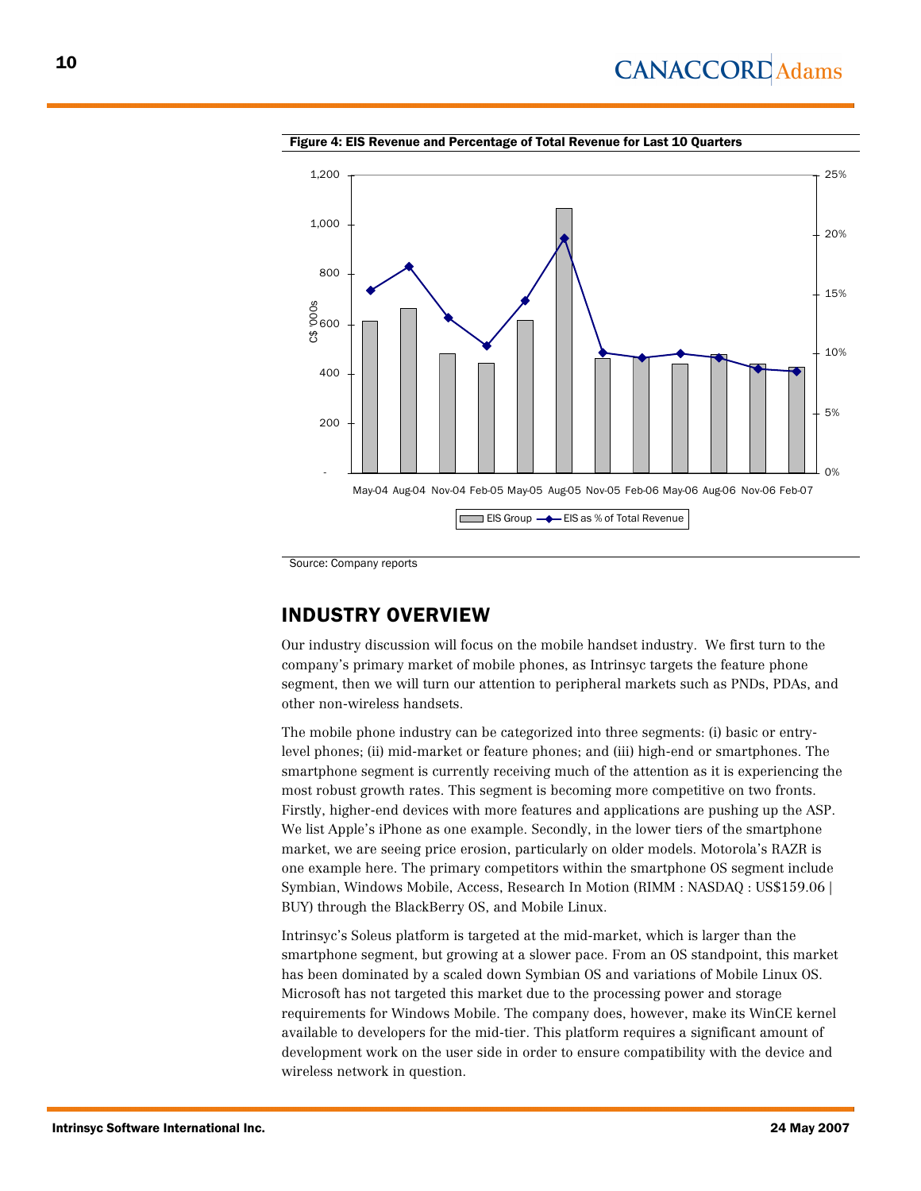**Figure 4: EIS Revenue and Percentage of Total Revenue for Last 10 Quarters**

Source: Company reports

## INDUSTRY OVERVIEW

Our industry discussion will focus on the mobile handset industry. We first turn to the company's primary market of mobile phones, as Intrinsyc targets the feature phone segment, then we will turn our attention to peripheral markets such as PNDs, PDAs, and other non-wireless handsets.

The mobile phone industry can be categorized into three segments: (i) basic or entry-level phones; (ii) mid-market or feature phones; and (iii) high-end or smartphones. The smartphone segment is currently receiving much of the attention as it is experiencing the most robust growth rates. This segment is becoming more competitive on two fronts. Firstly, higher-end devices with more features and applications are pushing up the ASP. We list Apple's iPhone as one example. Secondly, in the lower tiers of the smartphone market, we are seeing price erosion, particularly on older models. Motorola's RAZR is one example here. The primary competitors within the smartphone OS segment include Symbian, Windows Mobile, Access, Research In Motion (RIMM : NASDAQ : US$159.06 | BUY) through the BlackBerry OS, and Mobile Linux.

Intrinsyc's Soleus platform is targeted at the mid-market, which is larger than the smartphone segment, but growing at a slower pace. From an OS standpoint, this market has been dominated by a scaled down Symbian OS and variations of Mobile Linux OS. Microsoft has not targeted this market due to the processing power and storage requirements for Windows Mobile. The company does, however, make its WinCE kernel available to developers for the mid-tier. This platform requires a significant amount of development work on the user side in order to ensure compatibility with the device and wireless network in question.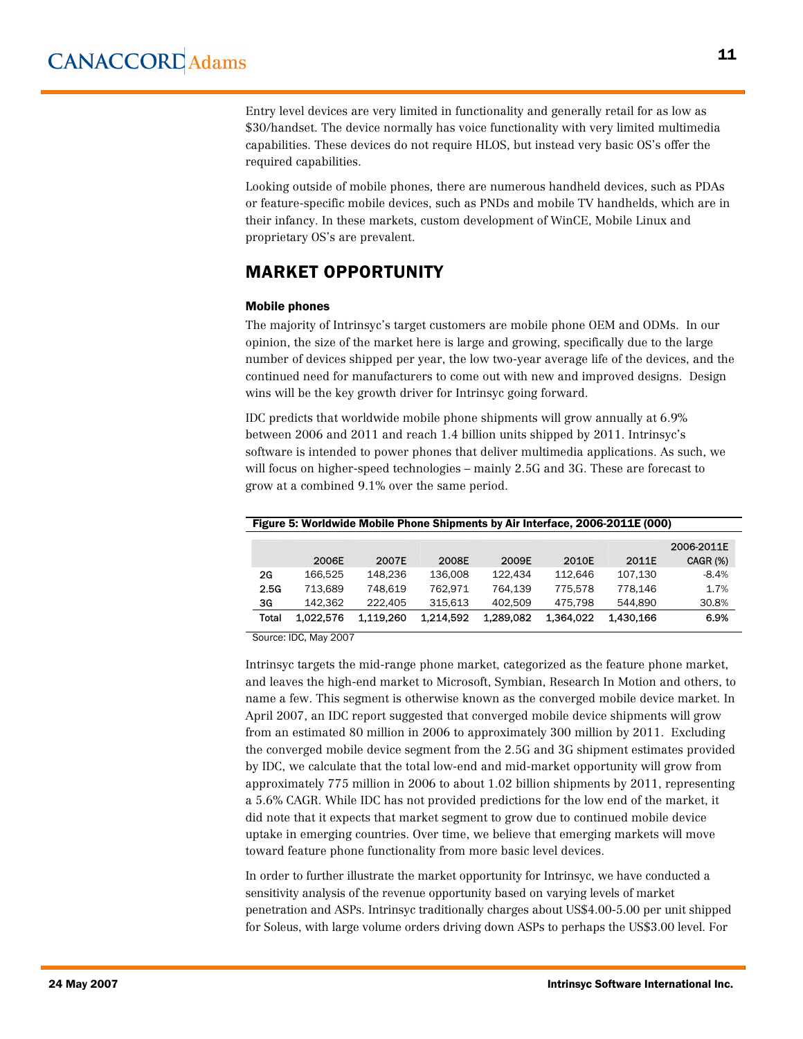Entry level devices are very limited in functionality and generally retail for as low as $30/handset. The device normally has voice functionality with very limited multimedia capabilities. These devices do not require HLOS, but instead very basic OS's offer the required capabilities.

Looking outside of mobile phones, there are numerous handheld devices, such as PDAs or feature-specific mobile devices, such as PNDs and mobile TV handhelds, which are in their infancy. In these markets, custom development of WinCE, Mobile Linux and proprietary OS's are prevalent.

## MARKET OPPORTUNITY

### Mobile phones

The majority of Intrinsyc's target customers are mobile phone OEM and ODMs. In our opinion, the size of the market here is large and growing, specifically due to the large number of devices shipped per year, the low two-year average life of the devices, and the continued need for manufacturers to come out with new and improved designs. Design wins will be the key growth driver for Intrinsyc going forward.

IDC predicts that worldwide mobile phone shipments will grow annually at 6.9% between 2006 and 2011 and reach 1.4 billion units shipped by 2011. Intrinsyc's software is intended to power phones that deliver multimedia applications. As such, we will focus on higher-speed technologies – mainly 2.5G and 3G. These are forecast to grow at a combined 9.1% over the same period.

**Figure 5: Worldwide Mobile Phone Shipments by Air Interface, 2006-2011E (000)**

| | 2006E | 2007E | 2008E | 2009E | 2010E | 2011E | 2006-2011E CAGR (%) |
|---|---|---|---|---|---|---|---|
| 2G | 166,525 | 148,236 | 136,008 | 122,434 | 112,646 | 107,130 | -8.4% |
| 2.5G | 713,689 | 748,619 | 762,971 | 764,139 | 775,578 | 778,146 | 1.7% |
| 3G | 142,362 | 222,405 | 315,613 | 402,509 | 475,798 | 544,890 | 30.8% |
| Total | 1,022,576 | 1,119,260 | 1,214,592 | 1,289,082 | 1,364,022 | 1,430,166 | 6.9% |

Source: IDC, May 2007

Intrinsyc targets the mid-range phone market, categorized as the feature phone market, and leaves the high-end market to Microsoft, Symbian, Research In Motion and others, to name a few. This segment is otherwise known as the converged mobile device market. In April 2007, an IDC report suggested that converged mobile device shipments will grow from an estimated 80 million in 2006 to approximately 300 million by 2011. Excluding the converged mobile device segment from the 2.5G and 3G shipment estimates provided by IDC, we calculate that the total low-end and mid-market opportunity will grow from approximately 775 million in 2006 to about 1.02 billion shipments by 2011, representing a 5.6% CAGR. While IDC has not provided predictions for the low end of the market, it did note that it expects that market segment to grow due to continued mobile device uptake in emerging countries. Over time, we believe that emerging markets will move toward feature phone functionality from more basic level devices.

In order to further illustrate the market opportunity for Intrinsyc, we have conducted a sensitivity analysis of the revenue opportunity based on varying levels of market penetration and ASPs. Intrinsyc traditionally charges about US$4.00-5.00 per unit shipped for Soleus, with large volume orders driving down ASPs to perhaps the US$3.00 level. For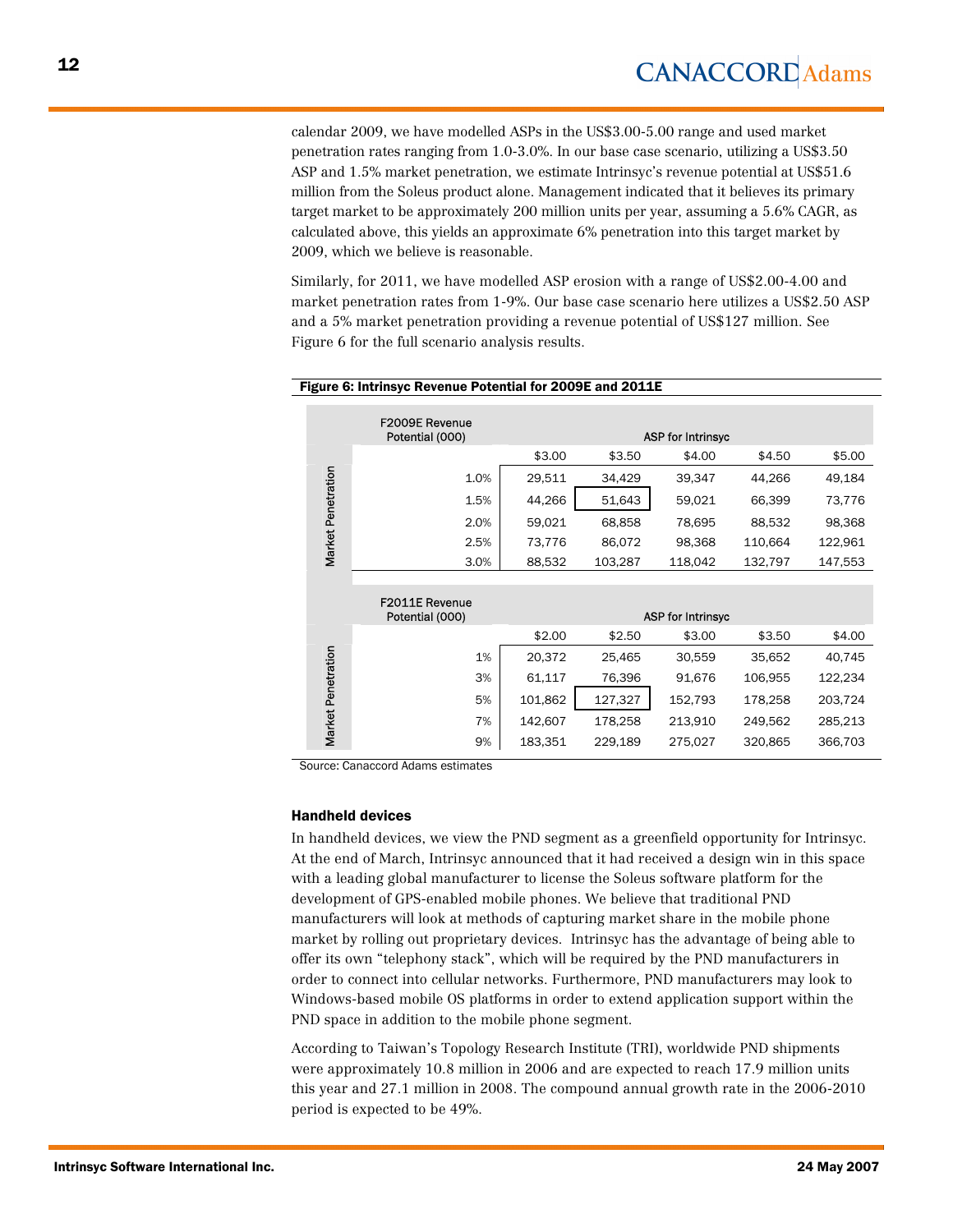calendar 2009, we have modelled ASPs in the US$3.00-5.00 range and used market penetration rates ranging from 1.0-3.0%. In our base case scenario, utilizing a US$3.50 ASP and 1.5% market penetration, we estimate Intrinsyc's revenue potential at US$51.6 million from the Soleus product alone. Management indicated that it believes its primary target market to be approximately 200 million units per year, assuming a 5.6% CAGR, as calculated above, this yields an approximate 6% penetration into this target market by 2009, which we believe is reasonable.

Similarly, for 2011, we have modelled ASP erosion with a range of US$2.00-4.00 and market penetration rates from 1-9%. Our base case scenario here utilizes a US$2.50 ASP and a 5% market penetration providing a revenue potential of US$127 million. See Figure 6 for the full scenario analysis results.

**Figure 6: Intrinsyc Revenue Potential for 2009E and 2011E**

| F2009E Revenue Potential (000) | | ASP for Intrinsyc | | | | |
|---|---|---|---|---|---|---|
| | | $3.00 | $3.50 | $4.00 | $4.50 | $5.00 |
| Market Penetration | 1.0% | 29,511 | 34,429 | 39,347 | 44,266 | 49,184 |
| | 1.5% | 44,266 | **51,643** | 59,021 | 66,399 | 73,776 |
| | 2.0% | 59,021 | 68,858 | 78,695 | 88,532 | 98,368 |
| | 2.5% | 73,776 | 86,072 | 98,368 | 110,664 | 122,961 |
| | 3.0% | 88,532 | 103,287 | 118,042 | 132,797 | 147,553 |

| F2011E Revenue Potential (000) | | ASP for Intrinsyc | | | | |
|---|---|---|---|---|---|---|
| | | $2.00 | $2.50 | $3.00 | $3.50 | $4.00 |
| Market Penetration | 1% | 20,372 | 25,465 | 30,559 | 35,652 | 40,745 |
| | 3% | 61,117 | 76,396 | 91,676 | 106,955 | 122,234 |
| | 5% | 101,862 | **127,327** | 152,793 | 178,258 | 203,724 |
| | 7% | 142,607 | 178,258 | 213,910 | 249,562 | 285,213 |
| | 9% | 183,351 | 229,189 | 275,027 | 320,865 | 366,703 |

Source: Canaccord Adams estimates

### Handheld devices

In handheld devices, we view the PND segment as a greenfield opportunity for Intrinsyc. At the end of March, Intrinsyc announced that it had received a design win in this space with a leading global manufacturer to license the Soleus software platform for the development of GPS-enabled mobile phones. We believe that traditional PND manufacturers will look at methods of capturing market share in the mobile phone market by rolling out proprietary devices. Intrinsyc has the advantage of being able to offer its own "telephony stack", which will be required by the PND manufacturers in order to connect into cellular networks. Furthermore, PND manufacturers may look to Windows-based mobile OS platforms in order to extend application support within the PND space in addition to the mobile phone segment.

According to Taiwan's Topology Research Institute (TRI), worldwide PND shipments were approximately 10.8 million in 2006 and are expected to reach 17.9 million units this year and 27.1 million in 2008. The compound annual growth rate in the 2006-2010 period is expected to be 49%.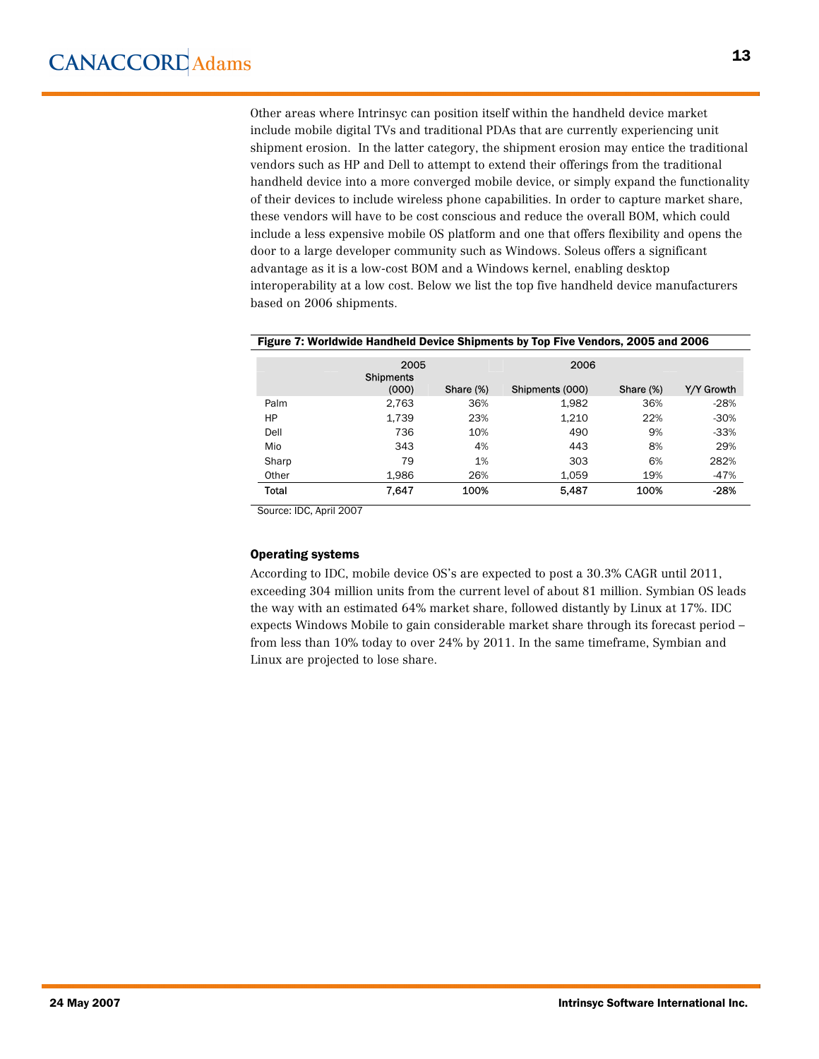Other areas where Intrinsyc can position itself within the handheld device market include mobile digital TVs and traditional PDAs that are currently experiencing unit shipment erosion. In the latter category, the shipment erosion may entice the traditional vendors such as HP and Dell to attempt to extend their offerings from the traditional handheld device into a more converged mobile device, or simply expand the functionality of their devices to include wireless phone capabilities. In order to capture market share, these vendors will have to be cost conscious and reduce the overall BOM, which could include a less expensive mobile OS platform and one that offers flexibility and opens the door to a large developer community such as Windows. Soleus offers a significant advantage as it is a low-cost BOM and a Windows kernel, enabling desktop interoperability at a low cost. Below we list the top five handheld device manufacturers based on 2006 shipments.

**Figure 7: Worldwide Handheld Device Shipments by Top Five Vendors, 2005 and 2006**

| | 2005 | | 2006 | | |
|---|---|---|---|---|---|
| | Shipments (000) | Share (%) | Shipments (000) | Share (%) | Y/Y Growth |
| Palm | 2,763 | 36% | 1,982 | 36% | -28% |
| HP | 1,739 | 23% | 1,210 | 22% | -30% |
| Dell | 736 | 10% | 490 | 9% | -33% |
| Mio | 343 | 4% | 443 | 8% | 29% |
| Sharp | 79 | 1% | 303 | 6% | 282% |
| Other | 1,986 | 26% | 1,059 | 19% | -47% |
| **Total** | **7,647** | **100%** | **5,487** | **100%** | **-28%** |

Source: IDC, April 2007

### Operating systems

According to IDC, mobile device OS's are expected to post a 30.3% CAGR until 2011, exceeding 304 million units from the current level of about 81 million. Symbian OS leads the way with an estimated 64% market share, followed distantly by Linux at 17%. IDC expects Windows Mobile to gain considerable market share through its forecast period – from less than 10% today to over 24% by 2011. In the same timeframe, Symbian and Linux are projected to lose share.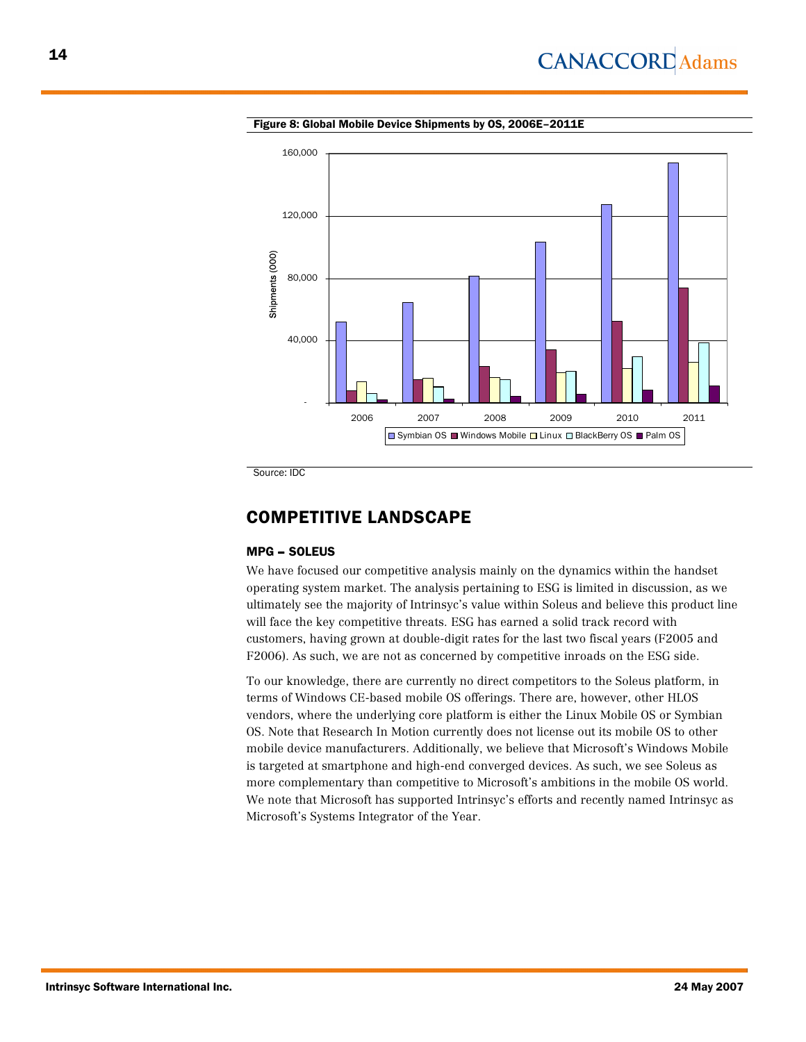**Figure 8: Global Mobile Device Shipments by OS, 2006E–2011E**

Source: IDC

## COMPETITIVE LANDSCAPE

### MPG – SOLEUS

We have focused our competitive analysis mainly on the dynamics within the handset operating system market. The analysis pertaining to ESG is limited in discussion, as we ultimately see the majority of Intrinsyc's value within Soleus and believe this product line will face the key competitive threats. ESG has earned a solid track record with customers, having grown at double-digit rates for the last two fiscal years (F2005 and F2006). As such, we are not as concerned by competitive inroads on the ESG side.

To our knowledge, there are currently no direct competitors to the Soleus platform, in terms of Windows CE-based mobile OS offerings. There are, however, other HLOS vendors, where the underlying core platform is either the Linux Mobile OS or Symbian OS. Note that Research In Motion currently does not license out its mobile OS to other mobile device manufacturers. Additionally, we believe that Microsoft's Windows Mobile is targeted at smartphone and high-end converged devices. As such, we see Soleus as more complementary than competitive to Microsoft's ambitions in the mobile OS world. We note that Microsoft has supported Intrinsyc's efforts and recently named Intrinsyc as Microsoft's Systems Integrator of the Year.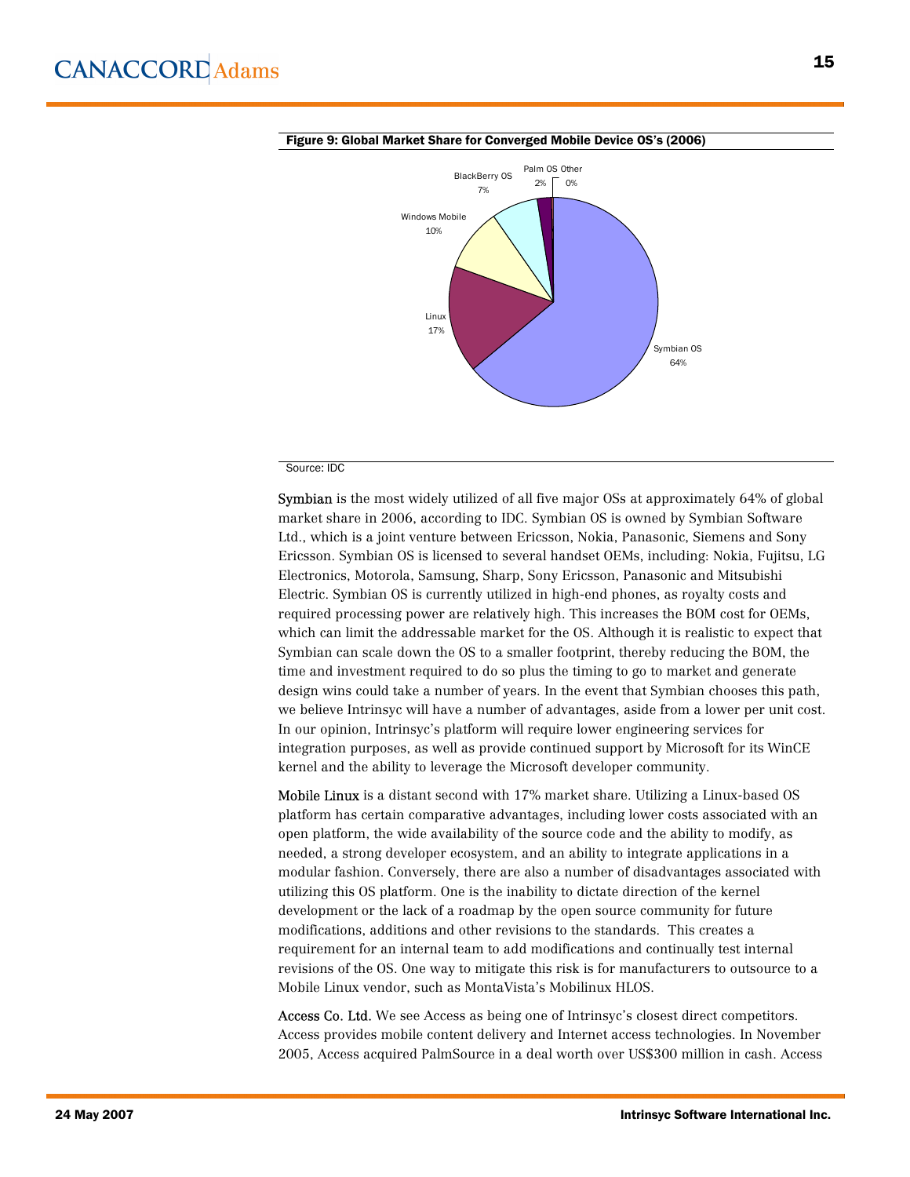**Figure 9: Global Market Share for Converged Mobile Device OS's (2006)**

| OS | Share |
|---|---|
| Symbian OS | 64% |
| Linux | 17% |
| Windows Mobile | 10% |
| BlackBerry OS | 7% |
| Palm OS | 2% |
| Other | 0% |

Source: IDC

**Symbian** is the most widely utilized of all five major OSs at approximately 64% of global market share in 2006, according to IDC. Symbian OS is owned by Symbian Software Ltd., which is a joint venture between Ericsson, Nokia, Panasonic, Siemens and Sony Ericsson. Symbian OS is licensed to several handset OEMs, including: Nokia, Fujitsu, LG Electronics, Motorola, Samsung, Sharp, Sony Ericsson, Panasonic and Mitsubishi Electric. Symbian OS is currently utilized in high-end phones, as royalty costs and required processing power are relatively high. This increases the BOM cost for OEMs, which can limit the addressable market for the OS. Although it is realistic to expect that Symbian can scale down the OS to a smaller footprint, thereby reducing the BOM, the time and investment required to do so plus the timing to go to market and generate design wins could take a number of years. In the event that Symbian chooses this path, we believe Intrinsyc will have a number of advantages, aside from a lower per unit cost. In our opinion, Intrinsyc's platform will require lower engineering services for integration purposes, as well as provide continued support by Microsoft for its WinCE kernel and the ability to leverage the Microsoft developer community.

**Mobile Linux** is a distant second with 17% market share. Utilizing a Linux-based OS platform has certain comparative advantages, including lower costs associated with an open platform, the wide availability of the source code and the ability to modify, as needed, a strong developer ecosystem, and an ability to integrate applications in a modular fashion. Conversely, there are also a number of disadvantages associated with utilizing this OS platform. One is the inability to dictate direction of the kernel development or the lack of a roadmap by the open source community for future modifications, additions and other revisions to the standards. This creates a requirement for an internal team to add modifications and continually test internal revisions of the OS. One way to mitigate this risk is for manufacturers to outsource to a Mobile Linux vendor, such as MontaVista's Mobilinux HLOS.

**Access Co. Ltd.** We see Access as being one of Intrinsyc's closest direct competitors. Access provides mobile content delivery and Internet access technologies. In November 2005, Access acquired PalmSource in a deal worth over US$300 million in cash. Access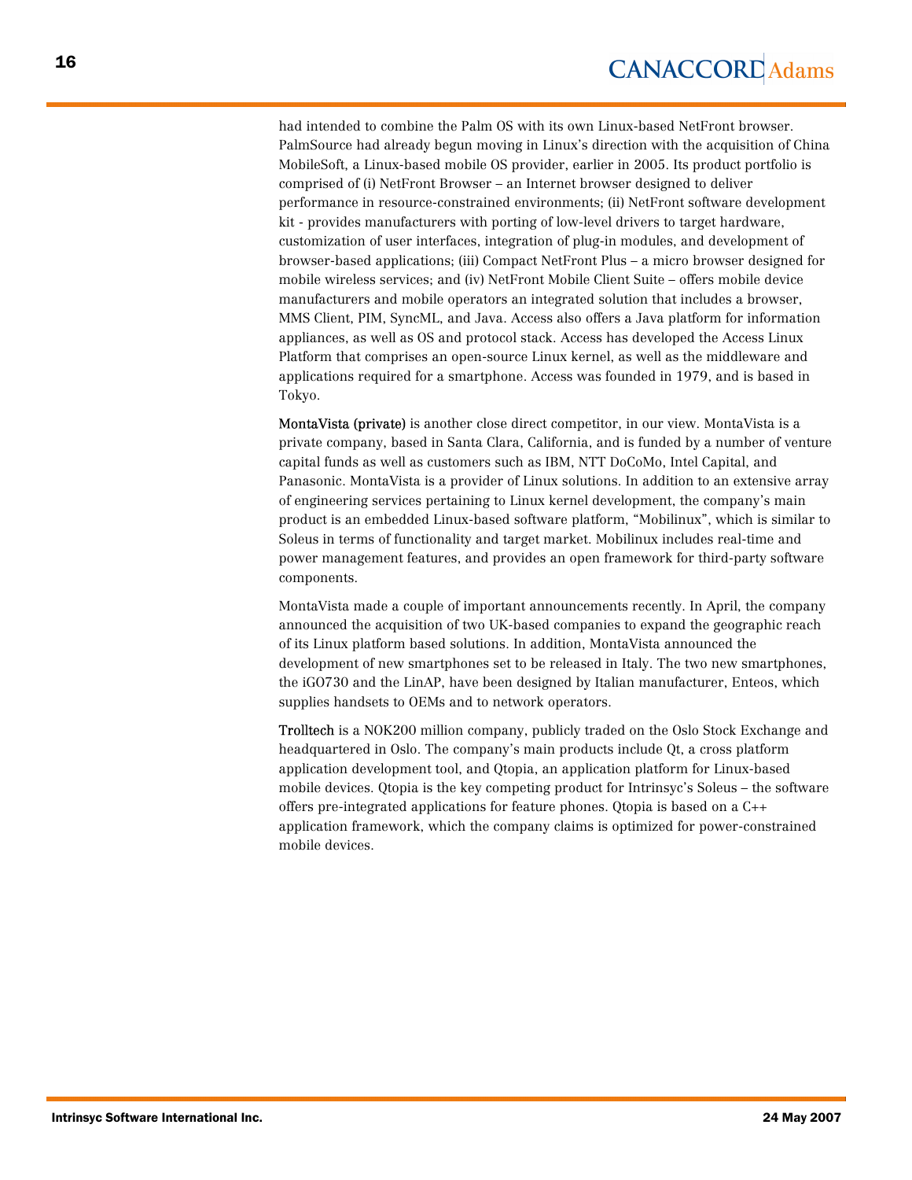had intended to combine the Palm OS with its own Linux-based NetFront browser. PalmSource had already begun moving in Linux's direction with the acquisition of China MobileSoft, a Linux-based mobile OS provider, earlier in 2005. Its product portfolio is comprised of (i) NetFront Browser – an Internet browser designed to deliver performance in resource-constrained environments; (ii) NetFront software development kit - provides manufacturers with porting of low-level drivers to target hardware, customization of user interfaces, integration of plug-in modules, and development of browser-based applications; (iii) Compact NetFront Plus – a micro browser designed for mobile wireless services; and (iv) NetFront Mobile Client Suite – offers mobile device manufacturers and mobile operators an integrated solution that includes a browser, MMS Client, PIM, SyncML, and Java. Access also offers a Java platform for information appliances, as well as OS and protocol stack. Access has developed the Access Linux Platform that comprises an open-source Linux kernel, as well as the middleware and applications required for a smartphone. Access was founded in 1979, and is based in Tokyo.

MontaVista (private) is another close direct competitor, in our view. MontaVista is a private company, based in Santa Clara, California, and is funded by a number of venture capital funds as well as customers such as IBM, NTT DoCoMo, Intel Capital, and Panasonic. MontaVista is a provider of Linux solutions. In addition to an extensive array of engineering services pertaining to Linux kernel development, the company's main product is an embedded Linux-based software platform, "Mobilinux", which is similar to Soleus in terms of functionality and target market. Mobilinux includes real-time and power management features, and provides an open framework for third-party software components.

MontaVista made a couple of important announcements recently. In April, the company announced the acquisition of two UK-based companies to expand the geographic reach of its Linux platform based solutions. In addition, MontaVista announced the development of new smartphones set to be released in Italy. The two new smartphones, the iGO730 and the LinAP, have been designed by Italian manufacturer, Enteos, which supplies handsets to OEMs and to network operators.

Trolltech is a NOK200 million company, publicly traded on the Oslo Stock Exchange and headquartered in Oslo. The company's main products include Qt, a cross platform application development tool, and Qtopia, an application platform for Linux-based mobile devices. Qtopia is the key competing product for Intrinsyc's Soleus – the software offers pre-integrated applications for feature phones. Qtopia is based on a C++ application framework, which the company claims is optimized for power-constrained mobile devices.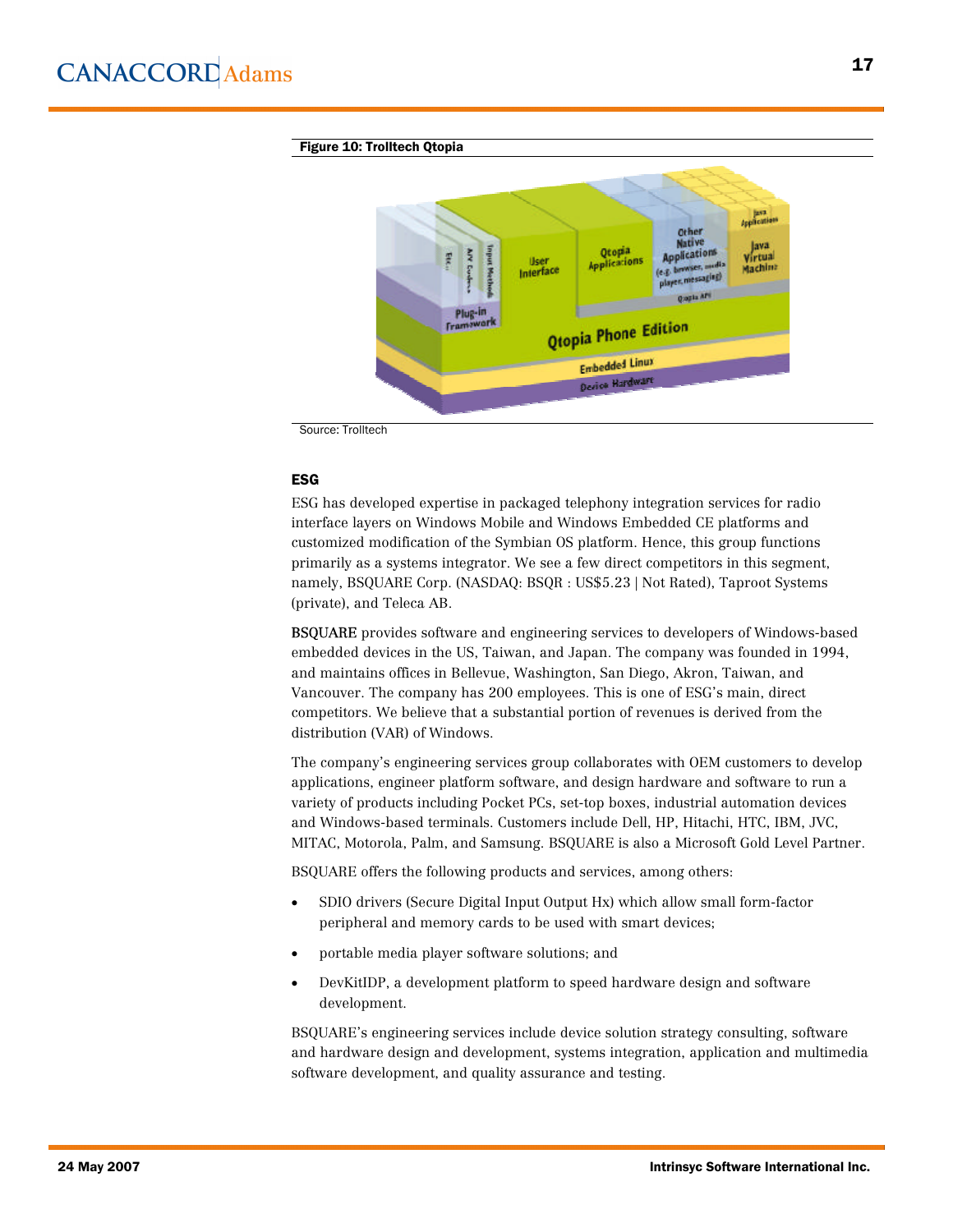**Figure 10: Trolltech Qtopia**

Source: Trolltech

### ESG

ESG has developed expertise in packaged telephony integration services for radio interface layers on Windows Mobile and Windows Embedded CE platforms and customized modification of the Symbian OS platform. Hence, this group functions primarily as a systems integrator. We see a few direct competitors in this segment, namely, BSQUARE Corp. (NASDAQ: BSQR : US$5.23 | Not Rated), Taproot Systems (private), and Teleca AB.

**BSQUARE** provides software and engineering services to developers of Windows-based embedded devices in the US, Taiwan, and Japan. The company was founded in 1994, and maintains offices in Bellevue, Washington, San Diego, Akron, Taiwan, and Vancouver. The company has 200 employees. This is one of ESG's main, direct competitors. We believe that a substantial portion of revenues is derived from the distribution (VAR) of Windows.

The company's engineering services group collaborates with OEM customers to develop applications, engineer platform software, and design hardware and software to run a variety of products including Pocket PCs, set-top boxes, industrial automation devices and Windows-based terminals. Customers include Dell, HP, Hitachi, HTC, IBM, JVC, MITAC, Motorola, Palm, and Samsung. BSQUARE is also a Microsoft Gold Level Partner.

BSQUARE offers the following products and services, among others:

- SDIO drivers (Secure Digital Input Output Hx) which allow small form-factor peripheral and memory cards to be used with smart devices;
- portable media player software solutions; and
- DevKitIDP, a development platform to speed hardware design and software development.

BSQUARE's engineering services include device solution strategy consulting, software and hardware design and development, systems integration, application and multimedia software development, and quality assurance and testing.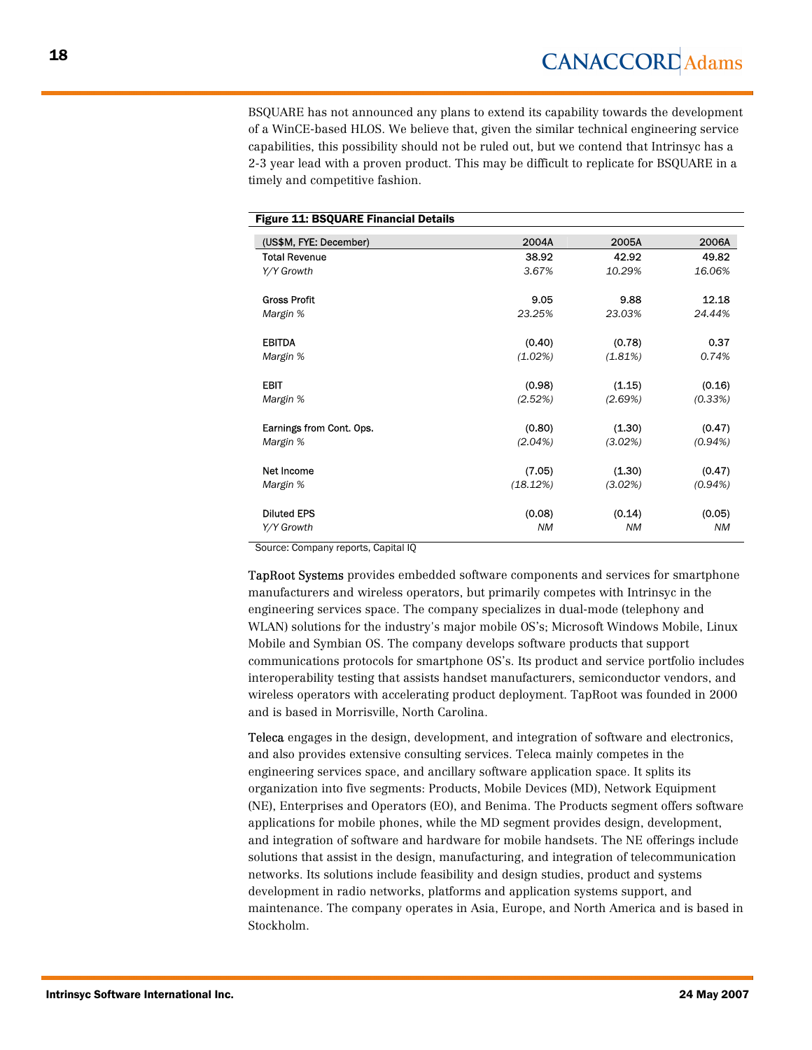BSQUARE has not announced any plans to extend its capability towards the development of a WinCE-based HLOS. We believe that, given the similar technical engineering service capabilities, this possibility should not be ruled out, but we contend that Intrinsyc has a 2-3 year lead with a proven product. This may be difficult to replicate for BSQUARE in a timely and competitive fashion.

**Figure 11: BSQUARE Financial Details**

| (US$M, FYE: December) | 2004A | 2005A | 2006A |
|---|---|---|---|
| Total Revenue | 38.92 | 42.92 | 49.82 |
| *Y/Y Growth* | *3.67%* | *10.29%* | *16.06%* |
| | | | |
| Gross Profit | 9.05 | 9.88 | 12.18 |
| *Margin %* | *23.25%* | *23.03%* | *24.44%* |
| | | | |
| EBITDA | (0.40) | (0.78) | 0.37 |
| *Margin %* | *(1.02%)* | *(1.81%)* | *0.74%* |
| | | | |
| EBIT | (0.98) | (1.15) | (0.16) |
| *Margin %* | *(2.52%)* | *(2.69%)* | *(0.33%)* |
| | | | |
| Earnings from Cont. Ops. | (0.80) | (1.30) | (0.47) |
| *Margin %* | *(2.04%)* | *(3.02%)* | *(0.94%)* |
| | | | |
| Net Income | (7.05) | (1.30) | (0.47) |
| *Margin %* | *(18.12%)* | *(3.02%)* | *(0.94%)* |
| | | | |
| Diluted EPS | (0.08) | (0.14) | (0.05) |
| *Y/Y Growth* | *NM* | *NM* | *NM* |

Source: Company reports, Capital IQ

TapRoot Systems provides embedded software components and services for smartphone manufacturers and wireless operators, but primarily competes with Intrinsyc in the engineering services space. The company specializes in dual-mode (telephony and WLAN) solutions for the industry's major mobile OS's; Microsoft Windows Mobile, Linux Mobile and Symbian OS. The company develops software products that support communications protocols for smartphone OS's. Its product and service portfolio includes interoperability testing that assists handset manufacturers, semiconductor vendors, and wireless operators with accelerating product deployment. TapRoot was founded in 2000 and is based in Morrisville, North Carolina.

Teleca engages in the design, development, and integration of software and electronics, and also provides extensive consulting services. Teleca mainly competes in the engineering services space, and ancillary software application space. It splits its organization into five segments: Products, Mobile Devices (MD), Network Equipment (NE), Enterprises and Operators (EO), and Benima. The Products segment offers software applications for mobile phones, while the MD segment provides design, development, and integration of software and hardware for mobile handsets. The NE offerings include solutions that assist in the design, manufacturing, and integration of telecommunication networks. Its solutions include feasibility and design studies, product and systems development in radio networks, platforms and application systems support, and maintenance. The company operates in Asia, Europe, and North America and is based in Stockholm.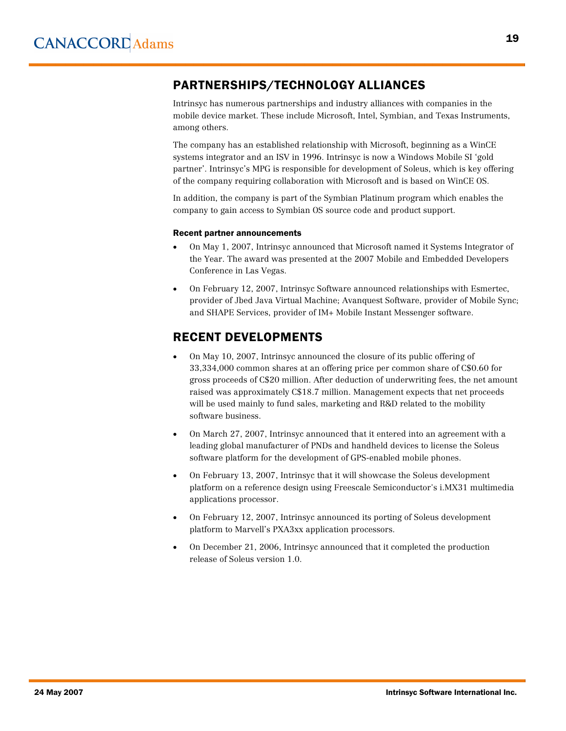## PARTNERSHIPS/TECHNOLOGY ALLIANCES

Intrinsyc has numerous partnerships and industry alliances with companies in the mobile device market. These include Microsoft, Intel, Symbian, and Texas Instruments, among others.

The company has an established relationship with Microsoft, beginning as a WinCE systems integrator and an ISV in 1996. Intrinsyc is now a Windows Mobile SI 'gold partner'. Intrinsyc's MPG is responsible for development of Soleus, which is key offering of the company requiring collaboration with Microsoft and is based on WinCE OS.

In addition, the company is part of the Symbian Platinum program which enables the company to gain access to Symbian OS source code and product support.

#### Recent partner announcements

- On May 1, 2007, Intrinsyc announced that Microsoft named it Systems Integrator of the Year. The award was presented at the 2007 Mobile and Embedded Developers Conference in Las Vegas.
- On February 12, 2007, Intrinsyc Software announced relationships with Esmertec, provider of Jbed Java Virtual Machine; Avanquest Software, provider of Mobile Sync; and SHAPE Services, provider of IM+ Mobile Instant Messenger software.

## RECENT DEVELOPMENTS

- On May 10, 2007, Intrinsyc announced the closure of its public offering of 33,334,000 common shares at an offering price per common share of C$0.60 for gross proceeds of C$20 million. After deduction of underwriting fees, the net amount raised was approximately C$18.7 million. Management expects that net proceeds will be used mainly to fund sales, marketing and R&D related to the mobility software business.
- On March 27, 2007, Intrinsyc announced that it entered into an agreement with a leading global manufacturer of PNDs and handheld devices to license the Soleus software platform for the development of GPS-enabled mobile phones.
- On February 13, 2007, Intrinsyc that it will showcase the Soleus development platform on a reference design using Freescale Semiconductor's i.MX31 multimedia applications processor.
- On February 12, 2007, Intrinsyc announced its porting of Soleus development platform to Marvell's PXA3xx application processors.
- On December 21, 2006, Intrinsyc announced that it completed the production release of Soleus version 1.0.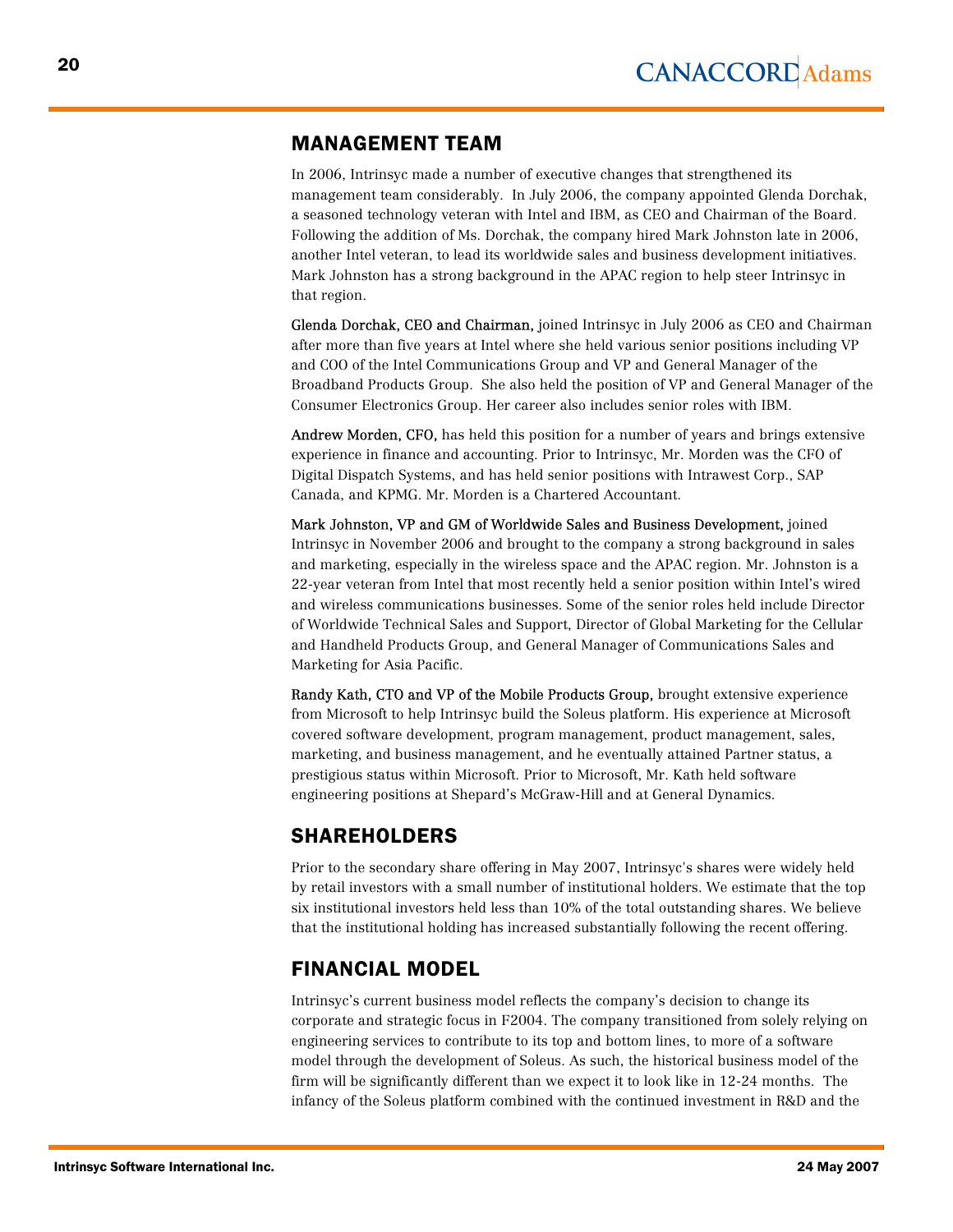## MANAGEMENT TEAM

In 2006, Intrinsyc made a number of executive changes that strengthened its management team considerably. In July 2006, the company appointed Glenda Dorchak, a seasoned technology veteran with Intel and IBM, as CEO and Chairman of the Board. Following the addition of Ms. Dorchak, the company hired Mark Johnston late in 2006, another Intel veteran, to lead its worldwide sales and business development initiatives. Mark Johnston has a strong background in the APAC region to help steer Intrinsyc in that region.

Glenda Dorchak, CEO and Chairman, joined Intrinsyc in July 2006 as CEO and Chairman after more than five years at Intel where she held various senior positions including VP and COO of the Intel Communications Group and VP and General Manager of the Broadband Products Group. She also held the position of VP and General Manager of the Consumer Electronics Group. Her career also includes senior roles with IBM.

Andrew Morden, CFO, has held this position for a number of years and brings extensive experience in finance and accounting. Prior to Intrinsyc, Mr. Morden was the CFO of Digital Dispatch Systems, and has held senior positions with Intrawest Corp., SAP Canada, and KPMG. Mr. Morden is a Chartered Accountant.

Mark Johnston, VP and GM of Worldwide Sales and Business Development, joined Intrinsyc in November 2006 and brought to the company a strong background in sales and marketing, especially in the wireless space and the APAC region. Mr. Johnston is a 22-year veteran from Intel that most recently held a senior position within Intel's wired and wireless communications businesses. Some of the senior roles held include Director of Worldwide Technical Sales and Support, Director of Global Marketing for the Cellular and Handheld Products Group, and General Manager of Communications Sales and Marketing for Asia Pacific.

Randy Kath, CTO and VP of the Mobile Products Group, brought extensive experience from Microsoft to help Intrinsyc build the Soleus platform. His experience at Microsoft covered software development, program management, product management, sales, marketing, and business management, and he eventually attained Partner status, a prestigious status within Microsoft. Prior to Microsoft, Mr. Kath held software engineering positions at Shepard's McGraw-Hill and at General Dynamics.

## SHAREHOLDERS

Prior to the secondary share offering in May 2007, Intrinsyc's shares were widely held by retail investors with a small number of institutional holders. We estimate that the top six institutional investors held less than 10% of the total outstanding shares. We believe that the institutional holding has increased substantially following the recent offering.

## FINANCIAL MODEL

Intrinsyc's current business model reflects the company's decision to change its corporate and strategic focus in F2004. The company transitioned from solely relying on engineering services to contribute to its top and bottom lines, to more of a software model through the development of Soleus. As such, the historical business model of the firm will be significantly different than we expect it to look like in 12-24 months. The infancy of the Soleus platform combined with the continued investment in R&D and the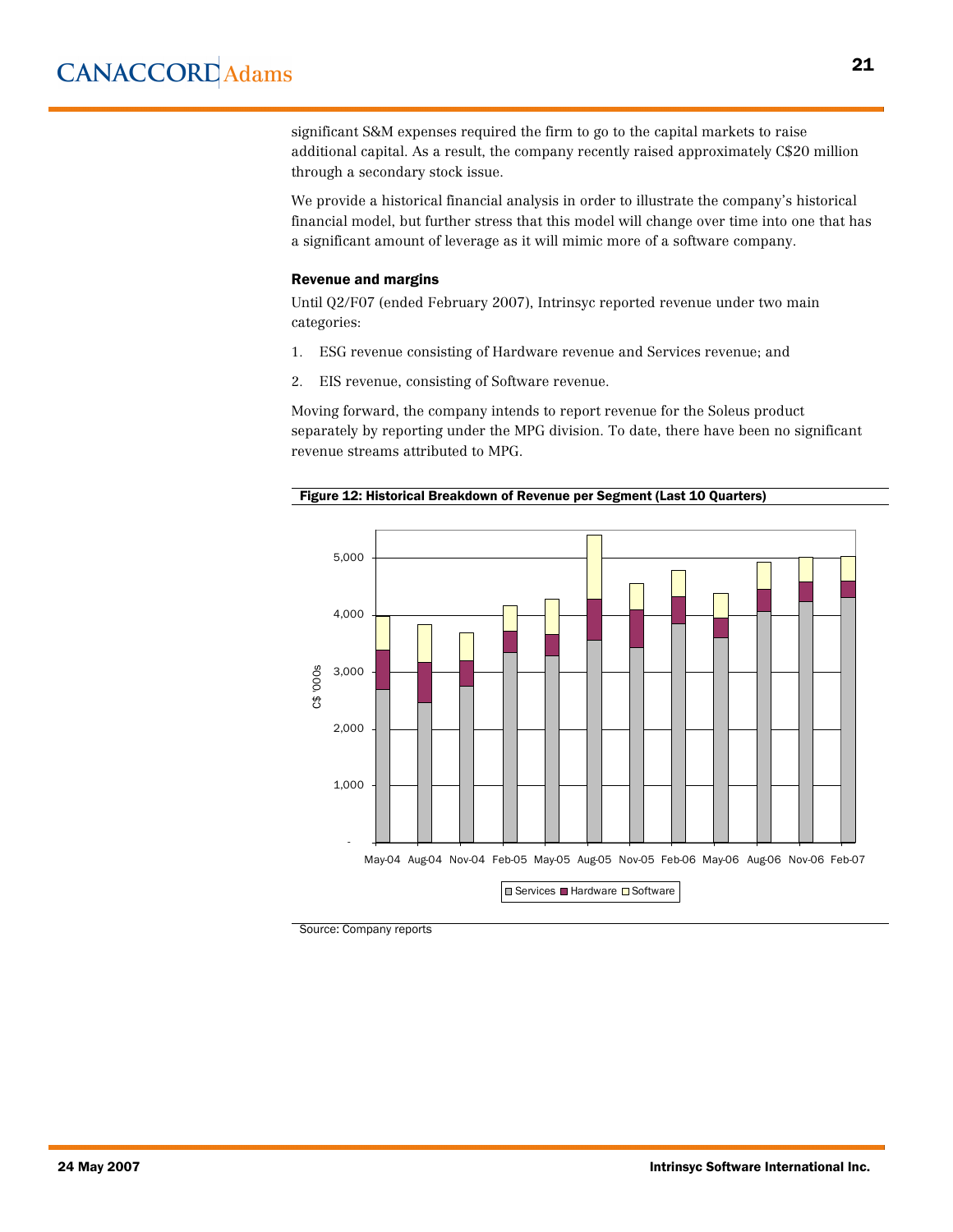significant S&M expenses required the firm to go to the capital markets to raise additional capital. As a result, the company recently raised approximately C$20 million through a secondary stock issue.

We provide a historical financial analysis in order to illustrate the company's historical financial model, but further stress that this model will change over time into one that has a significant amount of leverage as it will mimic more of a software company.

### Revenue and margins

Until Q2/F07 (ended February 2007), Intrinsyc reported revenue under two main categories:

1. ESG revenue consisting of Hardware revenue and Services revenue; and
2. EIS revenue, consisting of Software revenue.

Moving forward, the company intends to report revenue for the Soleus product separately by reporting under the MPG division. To date, there have been no significant revenue streams attributed to MPG.

**Figure 12: Historical Breakdown of Revenue per Segment (Last 10 Quarters)**

Source: Company reports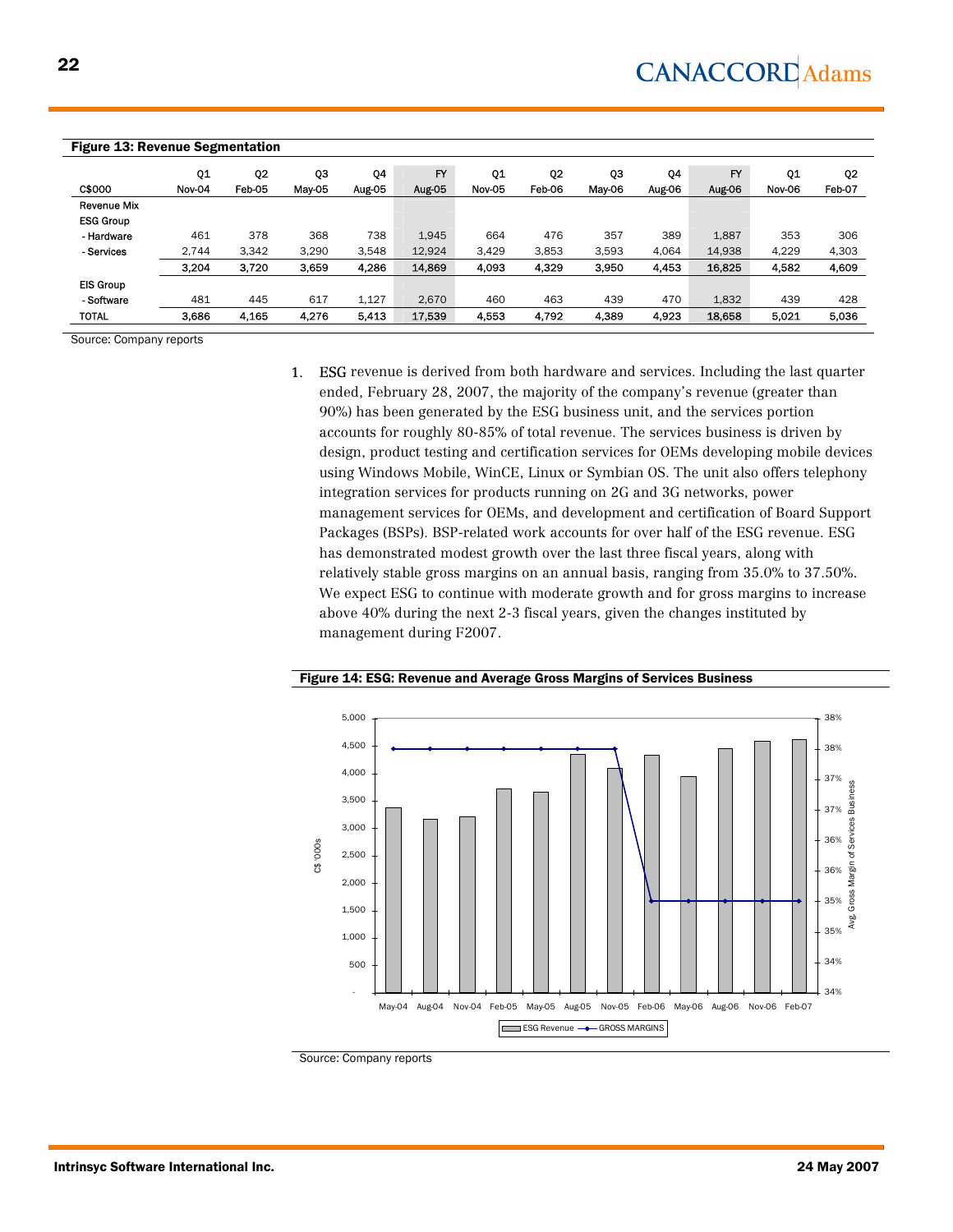**Figure 13: Revenue Segmentation**

| C$000 | Q1 Nov-04 | Q2 Feb-05 | Q3 May-05 | Q4 Aug-05 | FY Aug-05 | Q1 Nov-05 | Q2 Feb-06 | Q3 May-06 | Q4 Aug-06 | FY Aug-06 | Q1 Nov-06 | Q2 Feb-07 |
|---|---|---|---|---|---|---|---|---|---|---|---|---|
| Revenue Mix | | | | | | | | | | | | |
| ESG Group | | | | | | | | | | | | |
| - Hardware | 461 | 378 | 368 | 738 | 1,945 | 664 | 476 | 357 | 389 | 1,887 | 353 | 306 |
| - Services | 2,744 | 3,342 | 3,290 | 3,548 | 12,924 | 3,429 | 3,853 | 3,593 | 4,064 | 14,938 | 4,229 | 4,303 |
| | 3,204 | 3,720 | 3,659 | 4,286 | 14,869 | 4,093 | 4,329 | 3,950 | 4,453 | 16,825 | 4,582 | 4,609 |
| EIS Group | | | | | | | | | | | | |
| - Software | 481 | 445 | 617 | 1,127 | 2,670 | 460 | 463 | 439 | 470 | 1,832 | 439 | 428 |
| TOTAL | 3,686 | 4,165 | 4,276 | 5,413 | 17,539 | 4,553 | 4,792 | 4,389 | 4,923 | 18,658 | 5,021 | 5,036 |

Source: Company reports

1. ESG revenue is derived from both hardware and services. Including the last quarter ended, February 28, 2007, the majority of the company's revenue (greater than 90%) has been generated by the ESG business unit, and the services portion accounts for roughly 80-85% of total revenue. The services business is driven by design, product testing and certification services for OEMs developing mobile devices using Windows Mobile, WinCE, Linux or Symbian OS. The unit also offers telephony integration services for products running on 2G and 3G networks, power management services for OEMs, and development and certification of Board Support Packages (BSPs). BSP-related work accounts for over half of the ESG revenue. ESG has demonstrated modest growth over the last three fiscal years, along with relatively stable gross margins on an annual basis, ranging from 35.0% to 37.50%. We expect ESG to continue with moderate growth and for gross margins to increase above 40% during the next 2-3 fiscal years, given the changes instituted by management during F2007.

**Figure 14: ESG: Revenue and Average Gross Margins of Services Business**

Source: Company reports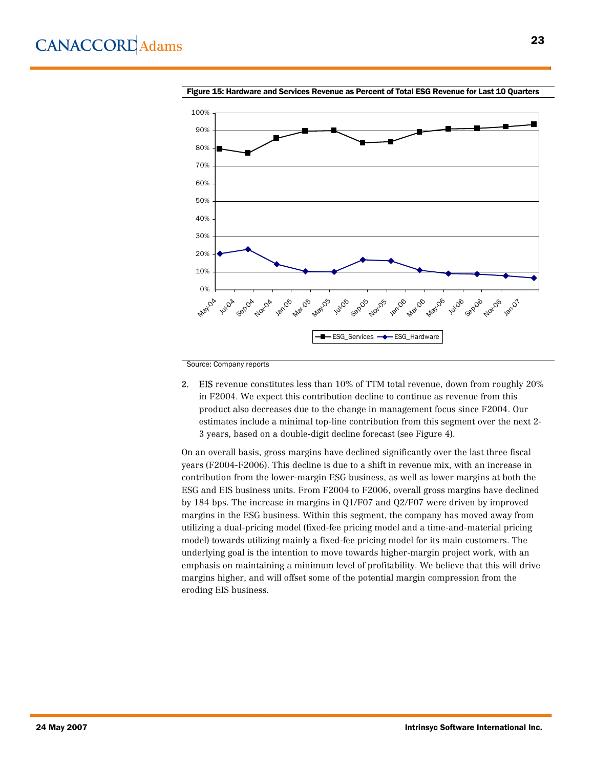**Figure 15: Hardware and Services Revenue as Percent of Total ESG Revenue for Last 10 Quarters**

Source: Company reports

2. **EIS** revenue constitutes less than 10% of TTM total revenue, down from roughly 20% in F2004. We expect this contribution decline to continue as revenue from this product also decreases due to the change in management focus since F2004. Our estimates include a minimal top-line contribution from this segment over the next 2-3 years, based on a double-digit decline forecast (see Figure 4).

On an overall basis, gross margins have declined significantly over the last three fiscal years (F2004-F2006). This decline is due to a shift in revenue mix, with an increase in contribution from the lower-margin ESG business, as well as lower margins at both the ESG and EIS business units. From F2004 to F2006, overall gross margins have declined by 184 bps. The increase in margins in Q1/F07 and Q2/F07 were driven by improved margins in the ESG business. Within this segment, the company has moved away from utilizing a dual-pricing model (fixed-fee pricing model and a time-and-material pricing model) towards utilizing mainly a fixed-fee pricing model for its main customers. The underlying goal is the intention to move towards higher-margin project work, with an emphasis on maintaining a minimum level of profitability. We believe that this will drive margins higher, and will offset some of the potential margin compression from the eroding EIS business.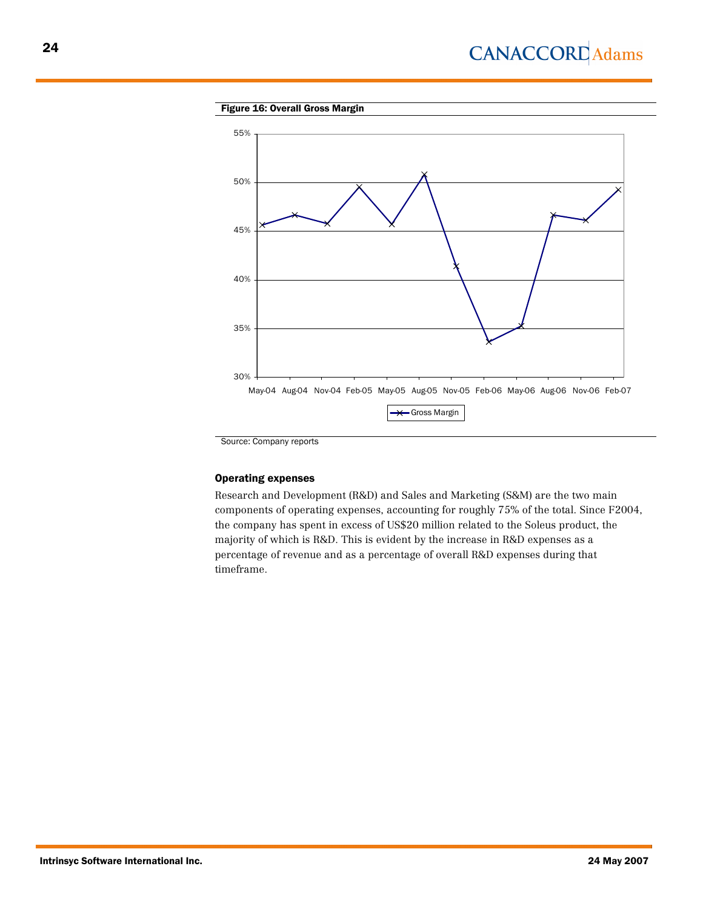**Figure 16: Overall Gross Margin**

Source: Company reports

### Operating expenses

Research and Development (R&D) and Sales and Marketing (S&M) are the two main components of operating expenses, accounting for roughly 75% of the total. Since F2004, the company has spent in excess of US$20 million related to the Soleus product, the majority of which is R&D. This is evident by the increase in R&D expenses as a percentage of revenue and as a percentage of overall R&D expenses during that timeframe.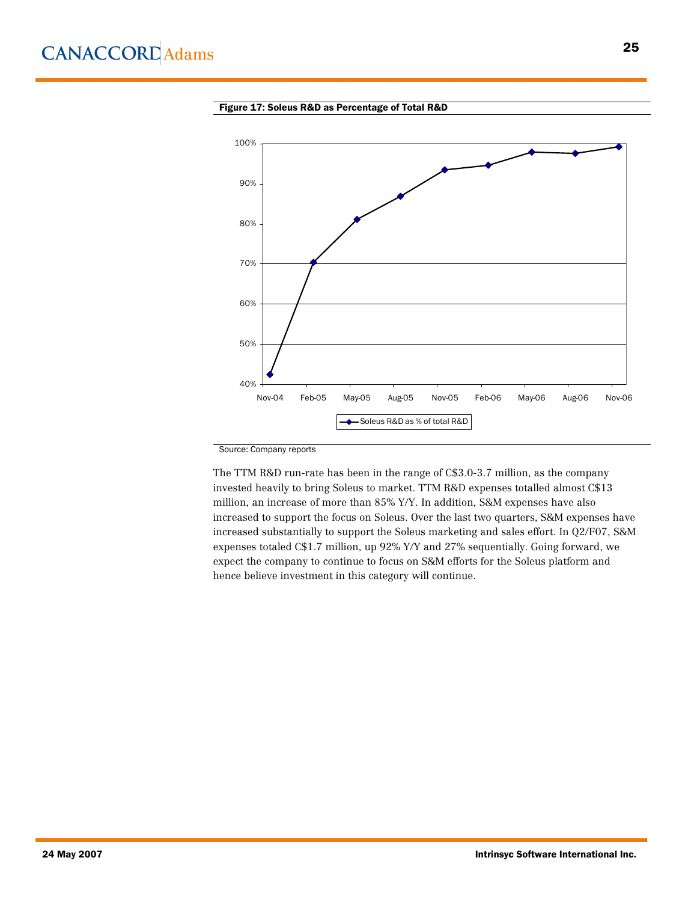**Figure 17: Soleus R&D as Percentage of Total R&D**

Source: Company reports

The TTM R&D run-rate has been in the range of C$3.0-3.7 million, as the company invested heavily to bring Soleus to market. TTM R&D expenses totalled almost C$13 million, an increase of more than 85% Y/Y. In addition, S&M expenses have also increased to support the focus on Soleus. Over the last two quarters, S&M expenses have increased substantially to support the Soleus marketing and sales effort. In Q2/F07, S&M expenses totaled C$1.7 million, up 92% Y/Y and 27% sequentially. Going forward, we expect the company to continue to focus on S&M efforts for the Soleus platform and hence believe investment in this category will continue.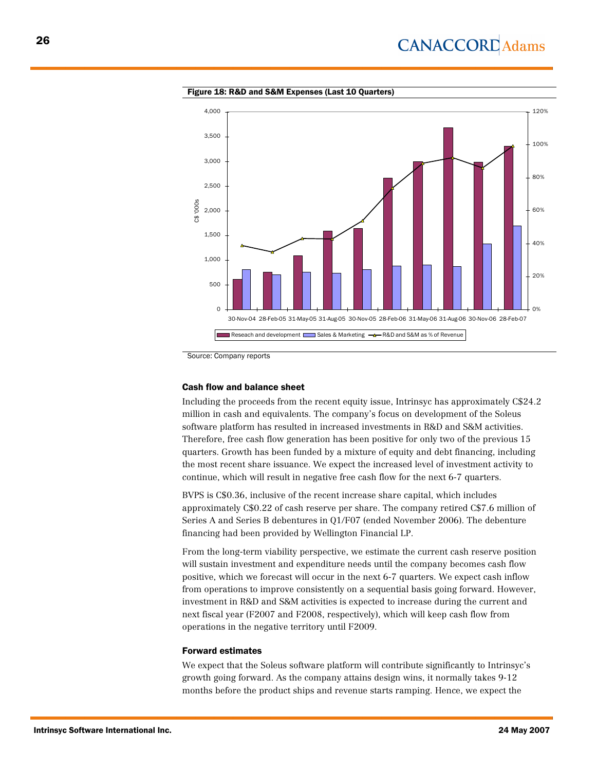**Figure 18: R&D and S&M Expenses (Last 10 Quarters)**

Source: Company reports

### Cash flow and balance sheet

Including the proceeds from the recent equity issue, Intrinsyc has approximately C$24.2 million in cash and equivalents. The company's focus on development of the Soleus software platform has resulted in increased investments in R&D and S&M activities. Therefore, free cash flow generation has been positive for only two of the previous 15 quarters. Growth has been funded by a mixture of equity and debt financing, including the most recent share issuance. We expect the increased level of investment activity to continue, which will result in negative free cash flow for the next 6-7 quarters.

BVPS is C$0.36, inclusive of the recent increase share capital, which includes approximately C$0.22 of cash reserve per share. The company retired C$7.6 million of Series A and Series B debentures in Q1/F07 (ended November 2006). The debenture financing had been provided by Wellington Financial LP.

From the long-term viability perspective, we estimate the current cash reserve position will sustain investment and expenditure needs until the company becomes cash flow positive, which we forecast will occur in the next 6-7 quarters. We expect cash inflow from operations to improve consistently on a sequential basis going forward. However, investment in R&D and S&M activities is expected to increase during the current and next fiscal year (F2007 and F2008, respectively), which will keep cash flow from operations in the negative territory until F2009.

### Forward estimates

We expect that the Soleus software platform will contribute significantly to Intrinsyc's growth going forward. As the company attains design wins, it normally takes 9-12 months before the product ships and revenue starts ramping. Hence, we expect the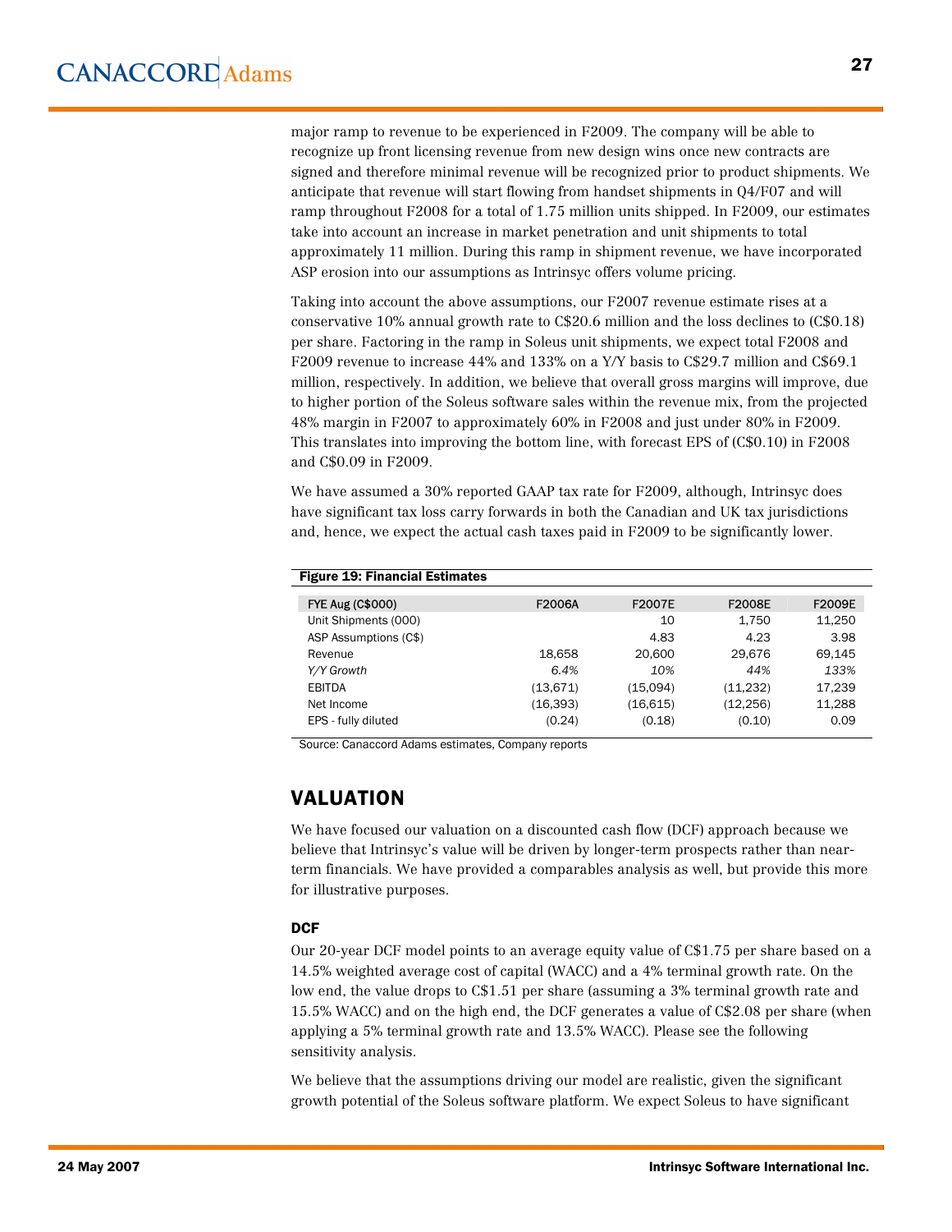major ramp to revenue to be experienced in F2009. The company will be able to recognize up front licensing revenue from new design wins once new contracts are signed and therefore minimal revenue will be recognized prior to product shipments. We anticipate that revenue will start flowing from handset shipments in Q4/F07 and will ramp throughout F2008 for a total of 1.75 million units shipped. In F2009, our estimates take into account an increase in market penetration and unit shipments to total approximately 11 million. During this ramp in shipment revenue, we have incorporated ASP erosion into our assumptions as Intrinsyc offers volume pricing.

Taking into account the above assumptions, our F2007 revenue estimate rises at a conservative 10% annual growth rate to C$20.6 million and the loss declines to (C$0.18) per share. Factoring in the ramp in Soleus unit shipments, we expect total F2008 and F2009 revenue to increase 44% and 133% on a Y/Y basis to C$29.7 million and C$69.1 million, respectively. In addition, we believe that overall gross margins will improve, due to higher portion of the Soleus software sales within the revenue mix, from the projected 48% margin in F2007 to approximately 60% in F2008 and just under 80% in F2009. This translates into improving the bottom line, with forecast EPS of (C$0.10) in F2008 and C$0.09 in F2009.

We have assumed a 30% reported GAAP tax rate for F2009, although, Intrinsyc does have significant tax loss carry forwards in both the Canadian and UK tax jurisdictions and, hence, we expect the actual cash taxes paid in F2009 to be significantly lower.

**Figure 19: Financial Estimates**

| FYE Aug (C$000) | F2006A | F2007E | F2008E | F2009E |
|---|---|---|---|---|
| Unit Shipments (000) | | 10 | 1,750 | 11,250 |
| ASP Assumptions (C$) | | 4.83 | 4.23 | 3.98 |
| Revenue | 18,658 | 20,600 | 29,676 | 69,145 |
| *Y/Y Growth* | *6.4%* | *10%* | *44%* | *133%* |
| EBITDA | (13,671) | (15,094) | (11,232) | 17,239 |
| Net Income | (16,393) | (16,615) | (12,256) | 11,288 |
| EPS - fully diluted | (0.24) | (0.18) | (0.10) | 0.09 |

Source: Canaccord Adams estimates, Company reports

## VALUATION

We have focused our valuation on a discounted cash flow (DCF) approach because we believe that Intrinsyc's value will be driven by longer-term prospects rather than near-term financials. We have provided a comparables analysis as well, but provide this more for illustrative purposes.

### DCF

Our 20-year DCF model points to an average equity value of C$1.75 per share based on a 14.5% weighted average cost of capital (WACC) and a 4% terminal growth rate. On the low end, the value drops to C$1.51 per share (assuming a 3% terminal growth rate and 15.5% WACC) and on the high end, the DCF generates a value of C$2.08 per share (when applying a 5% terminal growth rate and 13.5% WACC). Please see the following sensitivity analysis.

We believe that the assumptions driving our model are realistic, given the significant growth potential of the Soleus software platform. We expect Soleus to have significant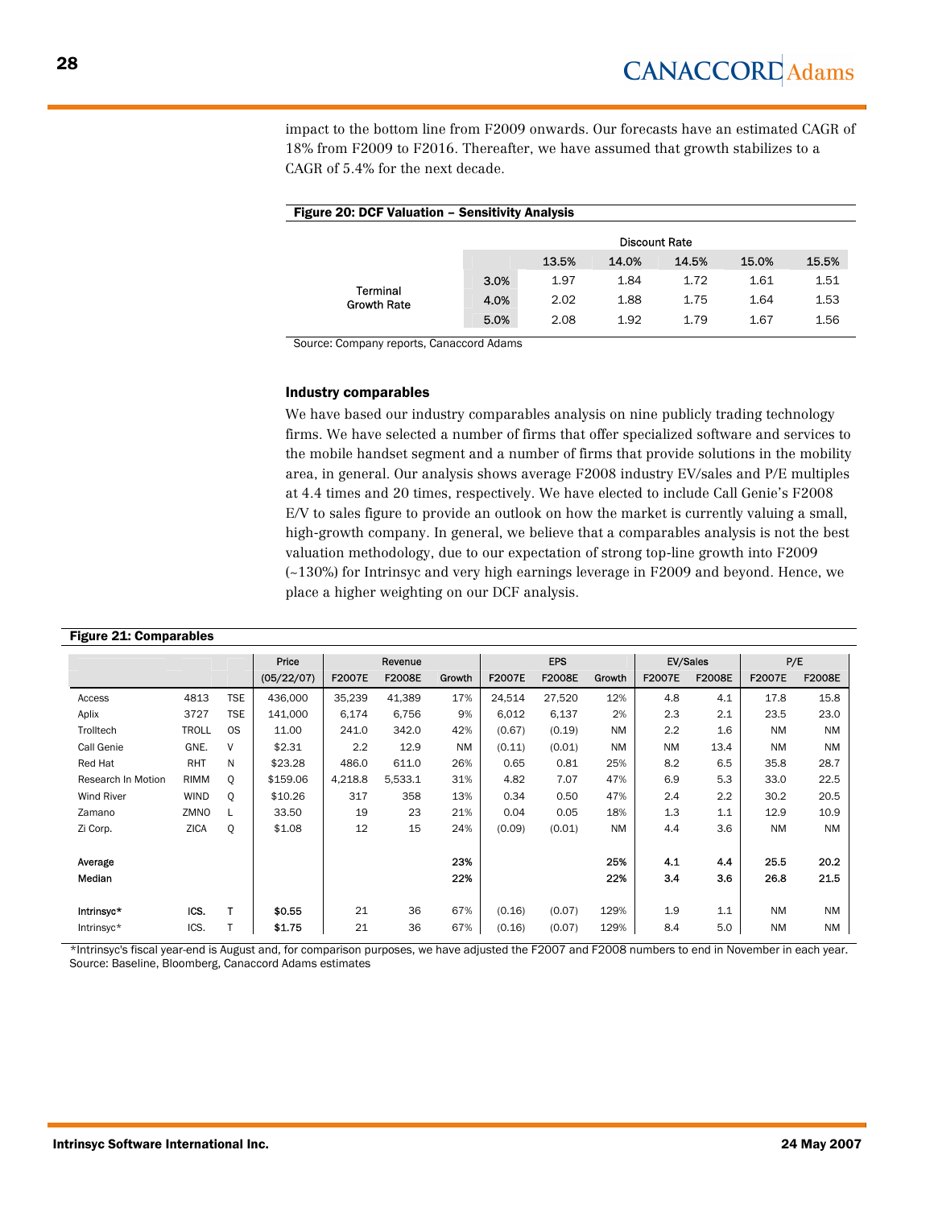impact to the bottom line from F2009 onwards. Our forecasts have an estimated CAGR of 18% from F2009 to F2016. Thereafter, we have assumed that growth stabilizes to a CAGR of 5.4% for the next decade.

**Figure 20: DCF Valuation – Sensitivity Analysis**

| | | Discount Rate | | | | |
|---|---|---|---|---|---|---|
| | | 13.5% | 14.0% | 14.5% | 15.0% | 15.5% |
| Terminal Growth Rate | 3.0% | 1.97 | 1.84 | 1.72 | 1.61 | 1.51 |
| | 4.0% | 2.02 | 1.88 | 1.75 | 1.64 | 1.53 |
| | 5.0% | 2.08 | 1.92 | 1.79 | 1.67 | 1.56 |

Source: Company reports, Canaccord Adams

### Industry comparables

We have based our industry comparables analysis on nine publicly trading technology firms. We have selected a number of firms that offer specialized software and services to the mobile handset segment and a number of firms that provide solutions in the mobility area, in general. Our analysis shows average F2008 industry EV/sales and P/E multiples at 4.4 times and 20 times, respectively. We have elected to include Call Genie's F2008 E/V to sales figure to provide an outlook on how the market is currently valuing a small, high-growth company. In general, we believe that a comparables analysis is not the best valuation methodology, due to our expectation of strong top-line growth into F2009 (~130%) for Intrinsyc and very high earnings leverage in F2009 and beyond. Hence, we place a higher weighting on our DCF analysis.

**Figure 21: Comparables**

| | | | Price | Revenue | | | EPS | | | EV/Sales | | P/E | |
|---|---|---|---|---|---|---|---|---|---|---|---|---|---|
| | | | (05/22/07) | F2007E | F2008E | Growth | F2007E | F2008E | Growth | F2007E | F2008E | F2007E | F2008E |
| Access | 4813 | TSE | 436,000 | 35,239 | 41,389 | 17% | 24,514 | 27,520 | 12% | 4.8 | 4.1 | 17.8 | 15.8 |
| Aplix | 3727 | TSE | 141,000 | 6,174 | 6,756 | 9% | 6,012 | 6,137 | 2% | 2.3 | 2.1 | 23.5 | 23.0 |
| Trolltech | TROLL | OS | 11.00 | 241.0 | 342.0 | 42% | (0.67) | (0.19) | NM | 2.2 | 1.6 | NM | NM |
| Call Genie | GNE. | V | $2.31 | 2.2 | 12.9 | NM | (0.11) | (0.01) | NM | NM | 13.4 | NM | NM |
| Red Hat | RHT | N | $23.28 | 486.0 | 611.0 | 26% | 0.65 | 0.81 | 25% | 8.2 | 6.5 | 35.8 | 28.7 |
| Research In Motion | RIMM | Q | $159.06 | 4,218.8 | 5,533.1 | 31% | 4.82 | 7.07 | 47% | 6.9 | 5.3 | 33.0 | 22.5 |
| Wind River | WIND | Q | $10.26 | 317 | 358 | 13% | 0.34 | 0.50 | 47% | 2.4 | 2.2 | 30.2 | 20.5 |
| Zamano | ZMNO | L | 33.50 | 19 | 23 | 21% | 0.04 | 0.05 | 18% | 1.3 | 1.1 | 12.9 | 10.9 |
| Zi Corp. | ZICA | Q | $1.08 | 12 | 15 | 24% | (0.09) | (0.01) | NM | 4.4 | 3.6 | NM | NM |
| | | | | | | | | | | | | | |
| Average | | | | | | 23% | | | 25% | 4.1 | 4.4 | 25.5 | 20.2 |
| Median | | | | | | 22% | | | 22% | 3.4 | 3.6 | 26.8 | 21.5 |
| | | | | | | | | | | | | | |
| Intrinsyc* | ICS. | T | $0.55 | 21 | 36 | 67% | (0.16) | (0.07) | 129% | 1.9 | 1.1 | NM | NM |
| Intrinsyc* | ICS. | T | $1.75 | 21 | 36 | 67% | (0.16) | (0.07) | 129% | 8.4 | 5.0 | NM | NM |

*Intrinsyc's fiscal year-end is August and, for comparison purposes, we have adjusted the F2007 and F2008 numbers to end in November in each year.
Source: Baseline, Bloomberg, Canaccord Adams estimates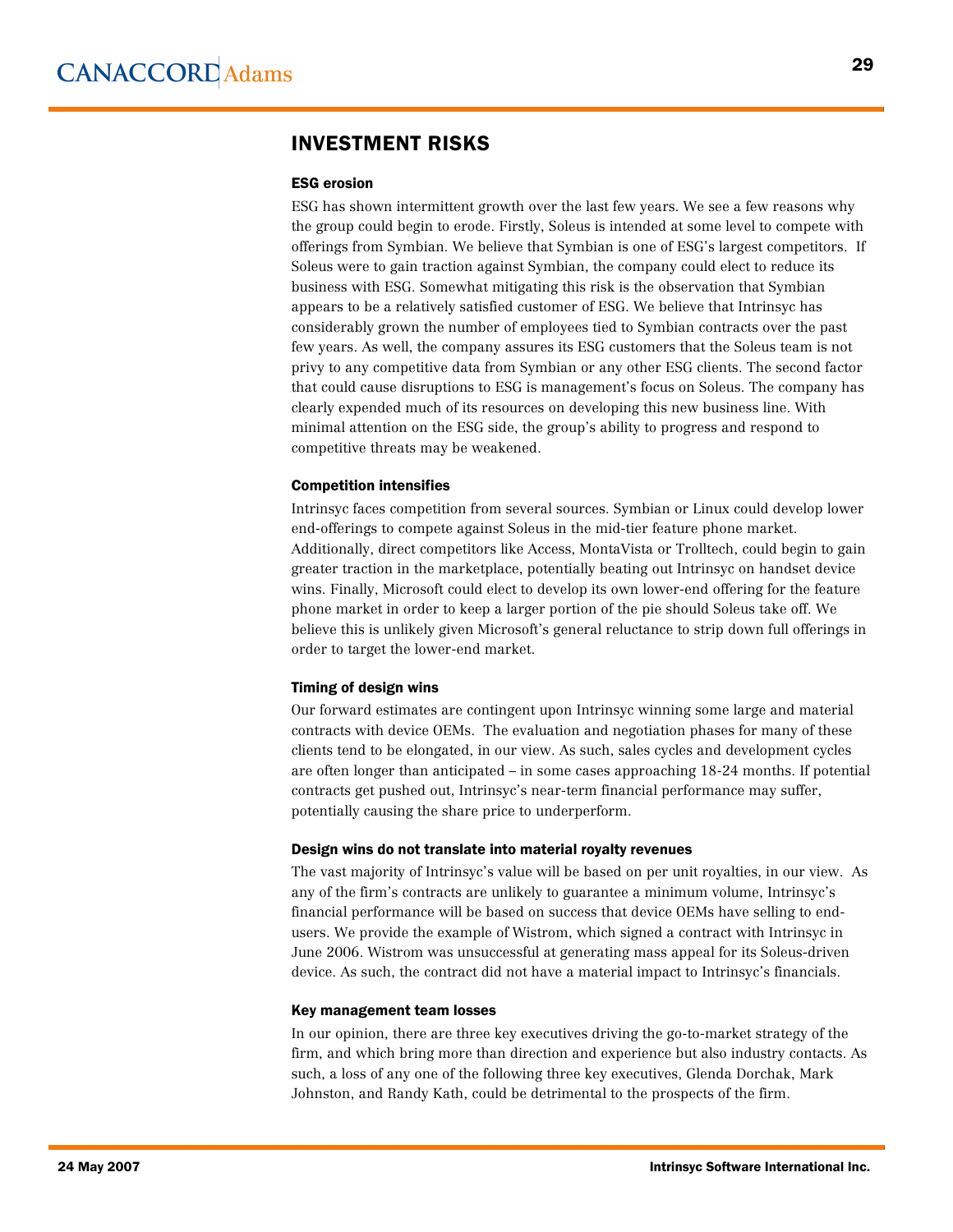## INVESTMENT RISKS

### ESG erosion

ESG has shown intermittent growth over the last few years. We see a few reasons why the group could begin to erode. Firstly, Soleus is intended at some level to compete with offerings from Symbian. We believe that Symbian is one of ESG's largest competitors. If Soleus were to gain traction against Symbian, the company could elect to reduce its business with ESG. Somewhat mitigating this risk is the observation that Symbian appears to be a relatively satisfied customer of ESG. We believe that Intrinsyc has considerably grown the number of employees tied to Symbian contracts over the past few years. As well, the company assures its ESG customers that the Soleus team is not privy to any competitive data from Symbian or any other ESG clients. The second factor that could cause disruptions to ESG is management's focus on Soleus. The company has clearly expended much of its resources on developing this new business line. With minimal attention on the ESG side, the group's ability to progress and respond to competitive threats may be weakened.

### Competition intensifies

Intrinsyc faces competition from several sources. Symbian or Linux could develop lower end-offerings to compete against Soleus in the mid-tier feature phone market. Additionally, direct competitors like Access, MontaVista or Trolltech, could begin to gain greater traction in the marketplace, potentially beating out Intrinsyc on handset device wins. Finally, Microsoft could elect to develop its own lower-end offering for the feature phone market in order to keep a larger portion of the pie should Soleus take off. We believe this is unlikely given Microsoft's general reluctance to strip down full offerings in order to target the lower-end market.

### Timing of design wins

Our forward estimates are contingent upon Intrinsyc winning some large and material contracts with device OEMs. The evaluation and negotiation phases for many of these clients tend to be elongated, in our view. As such, sales cycles and development cycles are often longer than anticipated – in some cases approaching 18-24 months. If potential contracts get pushed out, Intrinsyc's near-term financial performance may suffer, potentially causing the share price to underperform.

### Design wins do not translate into material royalty revenues

The vast majority of Intrinsyc's value will be based on per unit royalties, in our view. As any of the firm's contracts are unlikely to guarantee a minimum volume, Intrinsyc's financial performance will be based on success that device OEMs have selling to end-users. We provide the example of Wistrom, which signed a contract with Intrinsyc in June 2006. Wistrom was unsuccessful at generating mass appeal for its Soleus-driven device. As such, the contract did not have a material impact to Intrinsyc's financials.

### Key management team losses

In our opinion, there are three key executives driving the go-to-market strategy of the firm, and which bring more than direction and experience but also industry contacts. As such, a loss of any one of the following three key executives, Glenda Dorchak, Mark Johnston, and Randy Kath, could be detrimental to the prospects of the firm.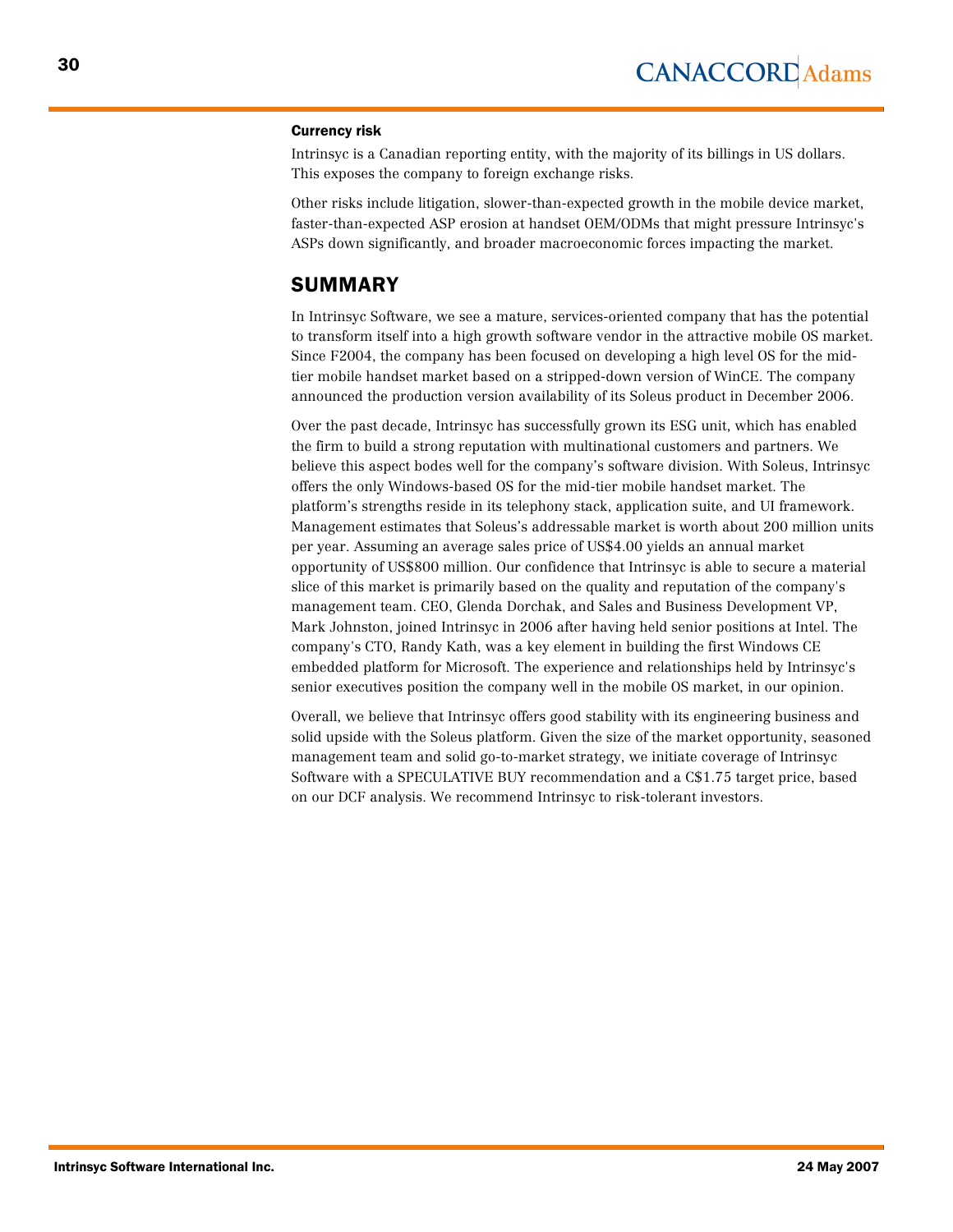### Currency risk

Intrinsyc is a Canadian reporting entity, with the majority of its billings in US dollars. This exposes the company to foreign exchange risks.

Other risks include litigation, slower-than-expected growth in the mobile device market, faster-than-expected ASP erosion at handset OEM/ODMs that might pressure Intrinsyc's ASPs down significantly, and broader macroeconomic forces impacting the market.

## SUMMARY

In Intrinsyc Software, we see a mature, services-oriented company that has the potential to transform itself into a high growth software vendor in the attractive mobile OS market. Since F2004, the company has been focused on developing a high level OS for the mid-tier mobile handset market based on a stripped-down version of WinCE. The company announced the production version availability of its Soleus product in December 2006.

Over the past decade, Intrinsyc has successfully grown its ESG unit, which has enabled the firm to build a strong reputation with multinational customers and partners. We believe this aspect bodes well for the company's software division. With Soleus, Intrinsyc offers the only Windows-based OS for the mid-tier mobile handset market. The platform's strengths reside in its telephony stack, application suite, and UI framework. Management estimates that Soleus's addressable market is worth about 200 million units per year. Assuming an average sales price of US$4.00 yields an annual market opportunity of US$800 million. Our confidence that Intrinsyc is able to secure a material slice of this market is primarily based on the quality and reputation of the company's management team. CEO, Glenda Dorchak, and Sales and Business Development VP, Mark Johnston, joined Intrinsyc in 2006 after having held senior positions at Intel. The company's CTO, Randy Kath, was a key element in building the first Windows CE embedded platform for Microsoft. The experience and relationships held by Intrinsyc's senior executives position the company well in the mobile OS market, in our opinion.

Overall, we believe that Intrinsyc offers good stability with its engineering business and solid upside with the Soleus platform. Given the size of the market opportunity, seasoned management team and solid go-to-market strategy, we initiate coverage of Intrinsyc Software with a SPECULATIVE BUY recommendation and a C$1.75 target price, based on our DCF analysis. We recommend Intrinsyc to risk-tolerant investors.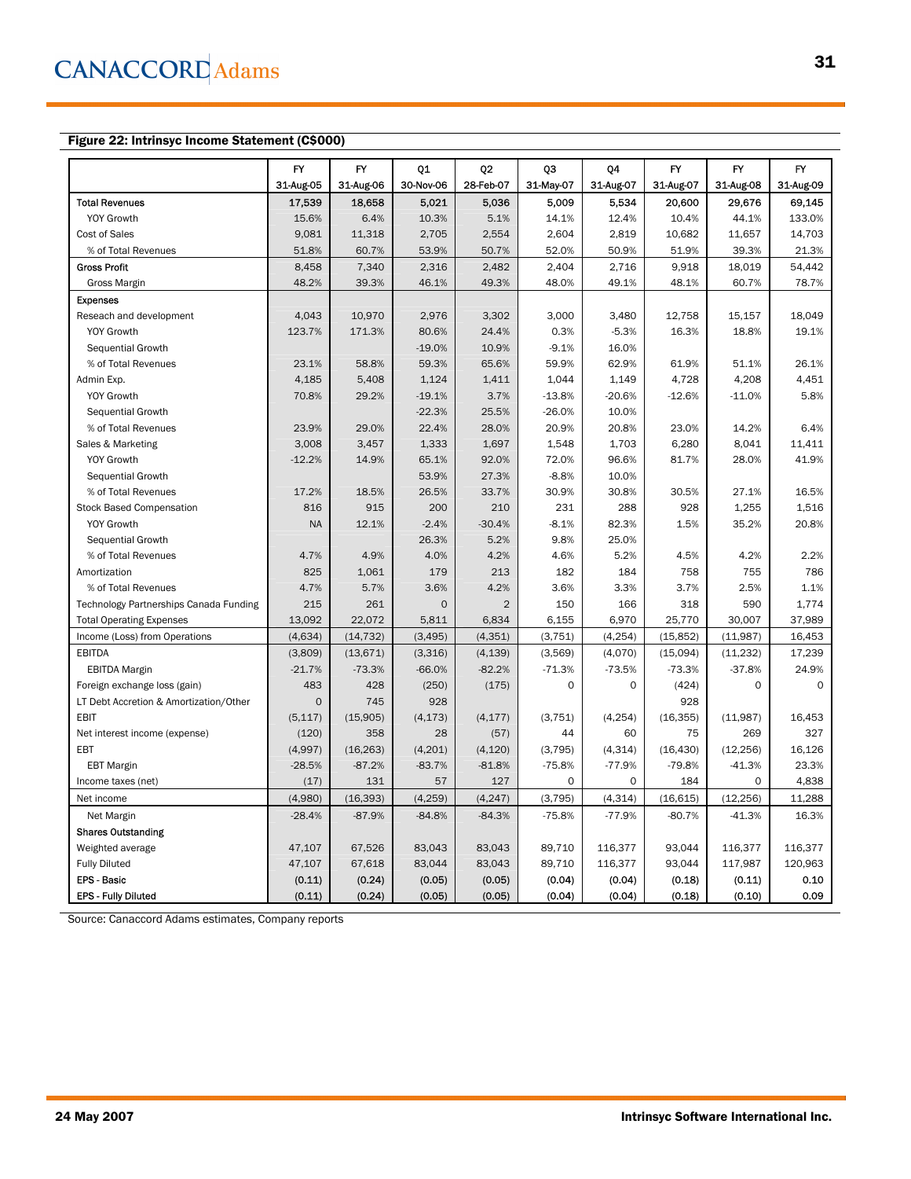**Figure 22: Intrinsyc Income Statement (C$000)**

| | FY 31-Aug-05 | FY 31-Aug-06 | Q1 30-Nov-06 | Q2 28-Feb-07 | Q3 31-May-07 | Q4 31-Aug-07 | FY 31-Aug-07 | FY 31-Aug-08 | FY 31-Aug-09 |
|---|---|---|---|---|---|---|---|---|---|
| **Total Revenues** | **17,539** | **18,658** | **5,021** | **5,036** | 5,009 | 5,534 | 20,600 | 29,676 | 69,145 |
| YOY Growth | 15.6% | 6.4% | 10.3% | 5.1% | 14.1% | 12.4% | 10.4% | 44.1% | 133.0% |
| Cost of Sales | 9,081 | 11,318 | 2,705 | 2,554 | 2,604 | 2,819 | 10,682 | 11,657 | 14,703 |
| % of Total Revenues | 51.8% | 60.7% | 53.9% | 50.7% | 52.0% | 50.9% | 51.9% | 39.3% | 21.3% |
| Gross Profit | 8,458 | 7,340 | 2,316 | 2,482 | 2,404 | 2,716 | 9,918 | 18,019 | 54,442 |
| Gross Margin | 48.2% | 39.3% | 46.1% | 49.3% | 48.0% | 49.1% | 48.1% | 60.7% | 78.7% |
| Expenses | | | | | | | | | |
| Reseach and development | 4,043 | 10,970 | 2,976 | 3,302 | 3,000 | 3,480 | 12,758 | 15,157 | 18,049 |
| YOY Growth | 123.7% | 171.3% | 80.6% | 24.4% | 0.3% | -5.3% | 16.3% | 18.8% | 19.1% |
| Sequential Growth | | | -19.0% | 10.9% | -9.1% | 16.0% | | | |
| % of Total Revenues | 23.1% | 58.8% | 59.3% | 65.6% | 59.9% | 62.9% | 61.9% | 51.1% | 26.1% |
| Admin Exp. | 4,185 | 5,408 | 1,124 | 1,411 | 1,044 | 1,149 | 4,728 | 4,208 | 4,451 |
| YOY Growth | 70.8% | 29.2% | -19.1% | 3.7% | -13.8% | -20.6% | -12.6% | -11.0% | 5.8% |
| Sequential Growth | | | -22.3% | 25.5% | -26.0% | 10.0% | | | |
| % of Total Revenues | 23.9% | 29.0% | 22.4% | 28.0% | 20.9% | 20.8% | 23.0% | 14.2% | 6.4% |
| Sales & Marketing | 3,008 | 3,457 | 1,333 | 1,697 | 1,548 | 1,703 | 6,280 | 8,041 | 11,411 |
| YOY Growth | -12.2% | 14.9% | 65.1% | 92.0% | 72.0% | 96.6% | 81.7% | 28.0% | 41.9% |
| Sequential Growth | | | 53.9% | 27.3% | -8.8% | 10.0% | | | |
| % of Total Revenues | 17.2% | 18.5% | 26.5% | 33.7% | 30.9% | 30.8% | 30.5% | 27.1% | 16.5% |
| Stock Based Compensation | 816 | 915 | 200 | 210 | 231 | 288 | 928 | 1,255 | 1,516 |
| YOY Growth | NA | 12.1% | -2.4% | -30.4% | -8.1% | 82.3% | 1.5% | 35.2% | 20.8% |
| Sequential Growth | | | 26.3% | 5.2% | 9.8% | 25.0% | | | |
| % of Total Revenues | 4.7% | 4.9% | 4.0% | 4.2% | 4.6% | 5.2% | 4.5% | 4.2% | 2.2% |
| Amortization | 825 | 1,061 | 179 | 213 | 182 | 184 | 758 | 755 | 786 |
| % of Total Revenues | 4.7% | 5.7% | 3.6% | 4.2% | 3.6% | 3.3% | 3.7% | 2.5% | 1.1% |
| Technology Partnerships Canada Funding | 215 | 261 | 0 | 2 | 150 | 166 | 318 | 590 | 1,774 |
| Total Operating Expenses | 13,092 | 22,072 | 5,811 | 6,834 | 6,155 | 6,970 | 25,770 | 30,007 | 37,989 |
| Income (Loss) from Operations | (4,634) | (14,732) | (3,495) | (4,351) | (3,751) | (4,254) | (15,852) | (11,987) | 16,453 |
| EBITDA | (3,809) | (13,671) | (3,316) | (4,139) | (3,569) | (4,070) | (15,094) | (11,232) | 17,239 |
| EBITDA Margin | -21.7% | -73.3% | -66.0% | -82.2% | -71.3% | -73.5% | -73.3% | -37.8% | 24.9% |
| Foreign exchange loss (gain) | 483 | 428 | (250) | (175) | 0 | 0 | (424) | 0 | 0 |
| LT Debt Accretion & Amortization/Other | 0 | 745 | 928 | | | | 928 | | |
| EBIT | (5,117) | (15,905) | (4,173) | (4,177) | (3,751) | (4,254) | (16,355) | (11,987) | 16,453 |
| Net interest income (expense) | (120) | 358 | 28 | (57) | 44 | 60 | 75 | 269 | 327 |
| EBT | (4,997) | (16,263) | (4,201) | (4,120) | (3,795) | (4,314) | (16,430) | (12,256) | 16,126 |
| EBT Margin | -28.5% | -87.2% | -83.7% | -81.8% | -75.8% | -77.9% | -79.8% | -41.3% | 23.3% |
| Income taxes (net) | (17) | 131 | 57 | 127 | 0 | 0 | 184 | 0 | 4,838 |
| Net income | (4,980) | (16,393) | (4,259) | (4,247) | (3,795) | (4,314) | (16,615) | (12,256) | 11,288 |
| Net Margin | -28.4% | -87.9% | -84.8% | -84.3% | -75.8% | -77.9% | -80.7% | -41.3% | 16.3% |
| **Shares Outstanding** | | | | | | | | | |
| Weighted average | 47,107 | 67,526 | 83,043 | 83,043 | 89,710 | 116,377 | 93,044 | 116,377 | 116,377 |
| Fully Diluted | 47,107 | 67,618 | 83,044 | 83,043 | 89,710 | 116,377 | 93,044 | 117,987 | 120,963 |
| **EPS - Basic** | (0.11) | (0.24) | (0.05) | (0.05) | (0.04) | (0.04) | (0.18) | (0.11) | 0.10 |
| **EPS - Fully Diluted** | (0.11) | (0.24) | (0.05) | (0.05) | (0.04) | (0.04) | (0.18) | (0.10) | 0.09 |

Source: Canaccord Adams estimates, Company reports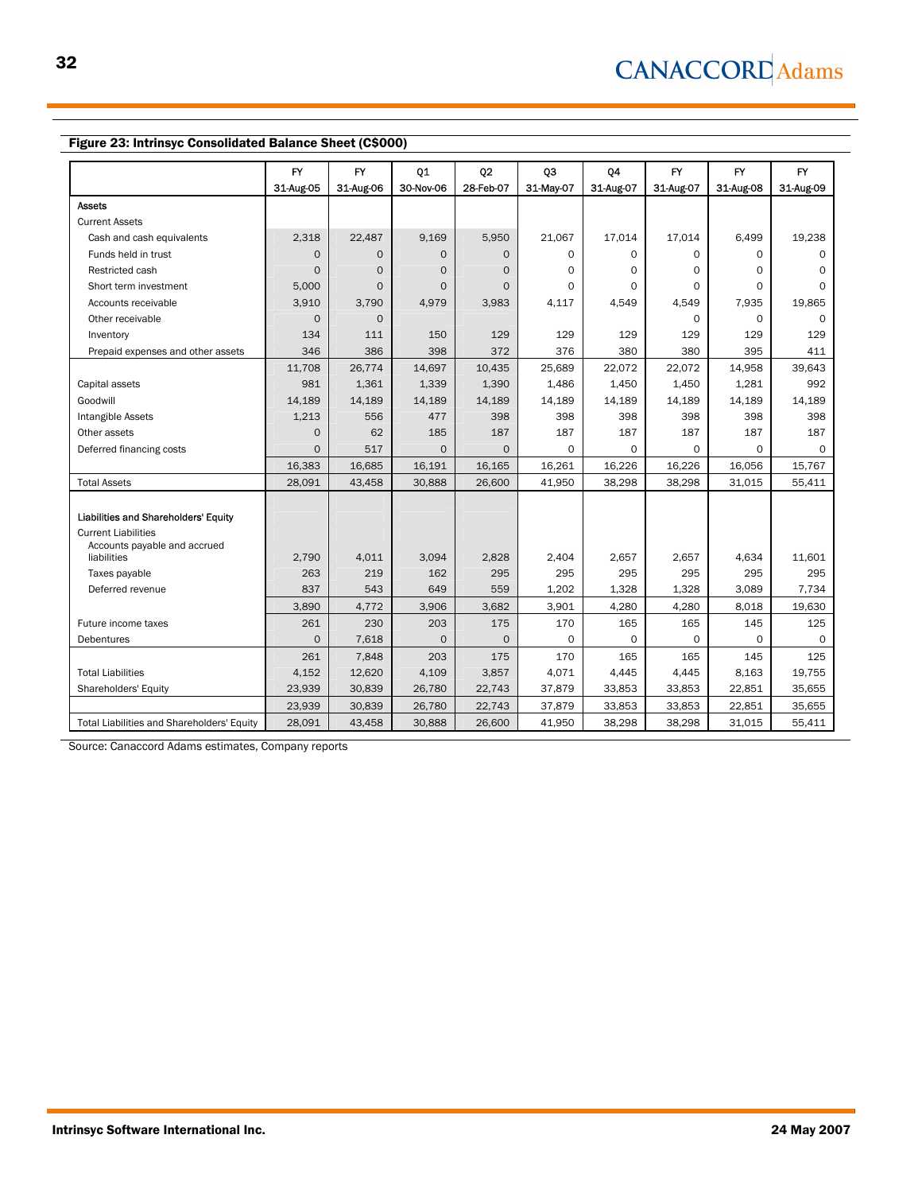**Figure 23: Intrinsyc Consolidated Balance Sheet (C$000)**

| | FY 31-Aug-05 | FY 31-Aug-06 | Q1 30-Nov-06 | Q2 28-Feb-07 | Q3 31-May-07 | Q4 31-Aug-07 | FY 31-Aug-07 | FY 31-Aug-08 | FY 31-Aug-09 |
|---|---|---|---|---|---|---|---|---|---|
| **Assets** | | | | | | | | | |
| Current Assets | | | | | | | | | |
| Cash and cash equivalents | 2,318 | 22,487 | 9,169 | 5,950 | 21,067 | 17,014 | 17,014 | 6,499 | 19,238 |
| Funds held in trust | 0 | 0 | 0 | 0 | 0 | 0 | 0 | 0 | 0 |
| Restricted cash | 0 | 0 | 0 | 0 | 0 | 0 | 0 | 0 | 0 |
| Short term investment | 5,000 | 0 | 0 | 0 | 0 | 0 | 0 | 0 | 0 |
| Accounts receivable | 3,910 | 3,790 | 4,979 | 3,983 | 4,117 | 4,549 | 4,549 | 7,935 | 19,865 |
| Other receivable | 0 | 0 | | | | | 0 | 0 | 0 |
| Inventory | 134 | 111 | 150 | 129 | 129 | 129 | 129 | 129 | 129 |
| Prepaid expenses and other assets | 346 | 386 | 398 | 372 | 376 | 380 | 380 | 395 | 411 |
| | 11,708 | 26,774 | 14,697 | 10,435 | 25,689 | 22,072 | 22,072 | 14,958 | 39,643 |
| Capital assets | 981 | 1,361 | 1,339 | 1,390 | 1,486 | 1,450 | 1,450 | 1,281 | 992 |
| Goodwill | 14,189 | 14,189 | 14,189 | 14,189 | 14,189 | 14,189 | 14,189 | 14,189 | 14,189 |
| Intangible Assets | 1,213 | 556 | 477 | 398 | 398 | 398 | 398 | 398 | 398 |
| Other assets | 0 | 62 | 185 | 187 | 187 | 187 | 187 | 187 | 187 |
| Deferred financing costs | 0 | 517 | 0 | 0 | 0 | 0 | 0 | 0 | 0 |
| | 16,383 | 16,685 | 16,191 | 16,165 | 16,261 | 16,226 | 16,226 | 16,056 | 15,767 |
| Total Assets | 28,091 | 43,458 | 30,888 | 26,600 | 41,950 | 38,298 | 38,298 | 31,015 | 55,411 |
| | | | | | | | | | |
| **Liabilities and Shareholders' Equity** | | | | | | | | | |
| Current Liabilities | | | | | | | | | |
| Accounts payable and accrued liabilities | 2,790 | 4,011 | 3,094 | 2,828 | 2,404 | 2,657 | 2,657 | 4,634 | 11,601 |
| Taxes payable | 263 | 219 | 162 | 295 | 295 | 295 | 295 | 295 | 295 |
| Deferred revenue | 837 | 543 | 649 | 559 | 1,202 | 1,328 | 1,328 | 3,089 | 7,734 |
| | 3,890 | 4,772 | 3,906 | 3,682 | 3,901 | 4,280 | 4,280 | 8,018 | 19,630 |
| Future income taxes | 261 | 230 | 203 | 175 | 170 | 165 | 165 | 145 | 125 |
| Debentures | 0 | 7,618 | 0 | 0 | 0 | 0 | 0 | 0 | 0 |
| | 261 | 7,848 | 203 | 175 | 170 | 165 | 165 | 145 | 125 |
| Total Liabilities | 4,152 | 12,620 | 4,109 | 3,857 | 4,071 | 4,445 | 4,445 | 8,163 | 19,755 |
| Shareholders' Equity | 23,939 | 30,839 | 26,780 | 22,743 | 37,879 | 33,853 | 33,853 | 22,851 | 35,655 |
| | 23,939 | 30,839 | 26,780 | 22,743 | 37,879 | 33,853 | 33,853 | 22,851 | 35,655 |
| Total Liabilities and Shareholders' Equity | 28,091 | 43,458 | 30,888 | 26,600 | 41,950 | 38,298 | 38,298 | 31,015 | 55,411 |

Source: Canaccord Adams estimates, Company reports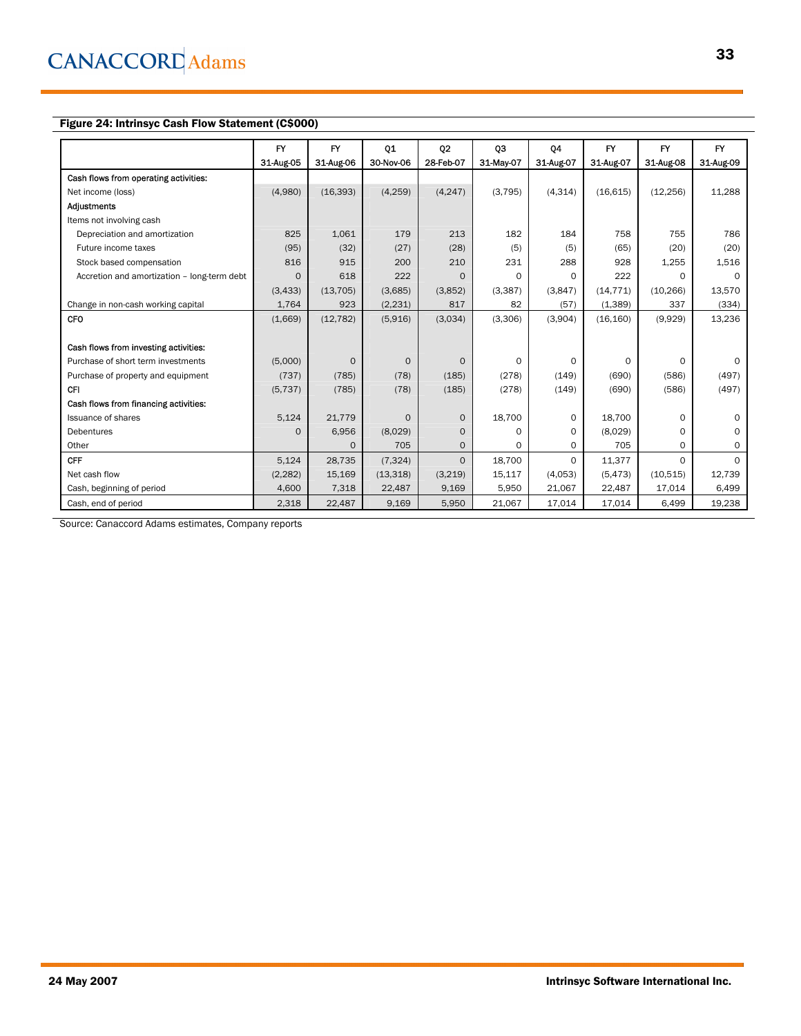**Figure 24: Intrinsyc Cash Flow Statement (C$000)**

| | FY 31-Aug-05 | FY 31-Aug-06 | Q1 30-Nov-06 | Q2 28-Feb-07 | Q3 31-May-07 | Q4 31-Aug-07 | FY 31-Aug-07 | FY 31-Aug-08 | FY 31-Aug-09 |
|---|---|---|---|---|---|---|---|---|---|
| Cash flows from operating activities: | | | | | | | | | |
| Net income (loss) | (4,980) | (16,393) | (4,259) | (4,247) | (3,795) | (4,314) | (16,615) | (12,256) | 11,288 |
| Adjustments | | | | | | | | | |
| Items not involving cash | | | | | | | | | |
| Depreciation and amortization | 825 | 1,061 | 179 | 213 | 182 | 184 | 758 | 755 | 786 |
| Future income taxes | (95) | (32) | (27) | (28) | (5) | (5) | (65) | (20) | (20) |
| Stock based compensation | 816 | 915 | 200 | 210 | 231 | 288 | 928 | 1,255 | 1,516 |
| Accretion and amortization – long-term debt | 0 | 618 | 222 | 0 | 0 | 0 | 222 | 0 | 0 |
| | (3,433) | (13,705) | (3,685) | (3,852) | (3,387) | (3,847) | (14,771) | (10,266) | 13,570 |
| Change in non-cash working capital | 1,764 | 923 | (2,231) | 817 | 82 | (57) | (1,389) | 337 | (334) |
| CFO | (1,669) | (12,782) | (5,916) | (3,034) | (3,306) | (3,904) | (16,160) | (9,929) | 13,236 |
| | | | | | | | | | |
| Cash flows from investing activities: | | | | | | | | | |
| Purchase of short term investments | (5,000) | 0 | 0 | 0 | 0 | 0 | 0 | 0 | 0 |
| Purchase of property and equipment | (737) | (785) | (78) | (185) | (278) | (149) | (690) | (586) | (497) |
| CFI | (5,737) | (785) | (78) | (185) | (278) | (149) | (690) | (586) | (497) |
| Cash flows from financing activities: | | | | | | | | | |
| Issuance of shares | 5,124 | 21,779 | 0 | 0 | 18,700 | 0 | 18,700 | 0 | 0 |
| Debentures | 0 | 6,956 | (8,029) | 0 | 0 | 0 | (8,029) | 0 | 0 |
| Other | | 0 | 705 | 0 | 0 | 0 | 705 | 0 | 0 |
| CFF | 5,124 | 28,735 | (7,324) | 0 | 18,700 | 0 | 11,377 | 0 | 0 |
| Net cash flow | (2,282) | 15,169 | (13,318) | (3,219) | 15,117 | (4,053) | (5,473) | (10,515) | 12,739 |
| Cash, beginning of period | 4,600 | 7,318 | 22,487 | 9,169 | 5,950 | 21,067 | 22,487 | 17,014 | 6,499 |
| Cash, end of period | 2,318 | 22,487 | 9,169 | 5,950 | 21,067 | 17,014 | 17,014 | 6,499 | 19,238 |

Source: Canaccord Adams estimates, Company reports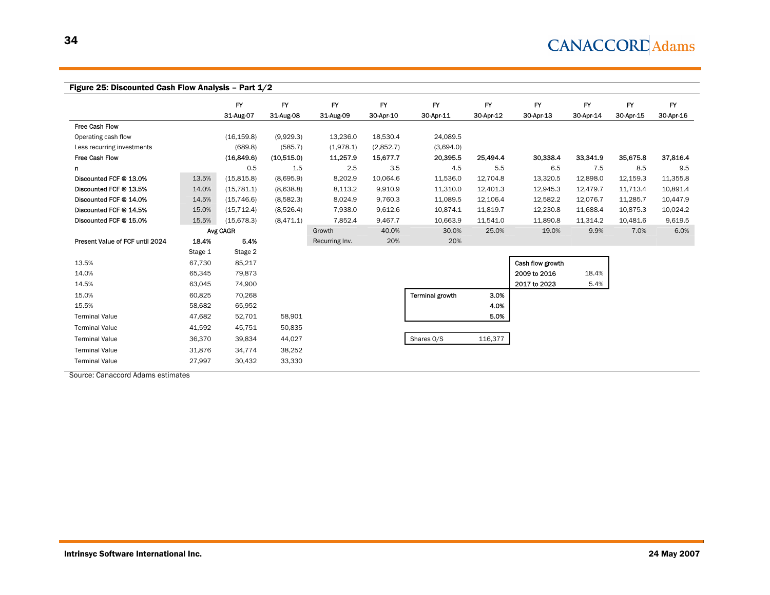**Figure 25: Discounted Cash Flow Analysis – Part 1/2**

| | | FY 31-Aug-07 | FY 31-Aug-08 | FY 31-Aug-09 | FY 30-Apr-10 | FY 30-Apr-11 | FY 30-Apr-12 | FY 30-Apr-13 | FY 30-Apr-14 | FY 30-Apr-15 | FY 30-Apr-16 |
|---|---|---|---|---|---|---|---|---|---|---|---|
| Free Cash Flow | | | | | | | | | | | |
| Operating cash flow | | (16,159.8) | (9,929.3) | 13,236.0 | 18,530.4 | 24,089.5 | | | | | |
| Less recurring investments | | (689.8) | (585.7) | (1,978.1) | (2,852.7) | (3,694.0) | | | | | |
| **Free Cash Flow** | | **(16,849.6)** | **(10,515.0)** | **11,257.9** | **15,677.7** | **20,395.5** | **25,494.4** | **30,338.4** | **33,341.9** | **35,675.8** | **37,816.4** |
| n | | 0.5 | 1.5 | 2.5 | 3.5 | 4.5 | 5.5 | 6.5 | 7.5 | 8.5 | 9.5 |
| Discounted FCF @ 13.0% | 13.5% | (15,815.8) | (8,695.9) | 8,202.9 | 10,064.6 | 11,536.0 | 12,704.8 | 13,320.5 | 12,898.0 | 12,159.3 | 11,355.8 |
| Discounted FCF @ 13.5% | 14.0% | (15,781.1) | (8,638.8) | 8,113.2 | 9,910.9 | 11,310.0 | 12,401.3 | 12,945.3 | 12,479.7 | 11,713.4 | 10,891.4 |
| Discounted FCF @ 14.0% | 14.5% | (15,746.6) | (8,582.3) | 8,024.9 | 9,760.3 | 11,089.5 | 12,106.4 | 12,582.2 | 12,076.7 | 11,285.7 | 10,447.9 |
| Discounted FCF @ 14.5% | 15.0% | (15,712.4) | (8,526.4) | 7,938.0 | 9,612.6 | 10,874.1 | 11,819.7 | 12,230.8 | 11,688.4 | 10,875.3 | 10,024.2 |
| Discounted FCF @ 15.0% | 15.5% | (15,678.3) | (8,471.1) | 7,852.4 | 9,467.7 | 10,663.9 | 11,541.0 | 11,890.8 | 11,314.2 | 10,481.6 | 9,619.5 |
| | Avg CAGR | | | Growth | 40.0% | 30.0% | 25.0% | 19.0% | 9.9% | 7.0% | 6.0% |
| **Present Value of FCF until 2024** | **18.4%** | **5.4%** | | Recurring Inv. | 20% | 20% | | | | | |
| | Stage 1 | Stage 2 | | | | | | | | | |
| 13.5% | 67,730 | 85,217 | | | | | | | | | |
| 14.0% | 65,345 | 79,873 | | | | | | | | | |
| 14.5% | 63,045 | 74,900 | | | | | | | | | |
| 15.0% | 60,825 | 70,268 | | | | | | | | | |
| 15.5% | 58,682 | 65,952 | | | | | | | | | |
| Terminal Value | 47,682 | 52,701 | 58,901 | | | | | | | | |
| Terminal Value | 41,592 | 45,751 | 50,835 | | | | | | | | |
| Terminal Value | 36,370 | 39,834 | 44,027 | | | | | | | | |
| Terminal Value | 31,876 | 34,774 | 38,252 | | | | | | | | |
| Terminal Value | 27,997 | 30,432 | 33,330 | | | | | | | | |

| Cash flow growth | |
|---|---|
| 2009 to 2016 | 18.4% |
| 2017 to 2023 | 5.4% |

| Terminal growth | 3.0% |
|---|---|
| | 4.0% |
| | 5.0% |

| Shares O/S | 116,377 |
|---|---|

Source: Canaccord Adams estimates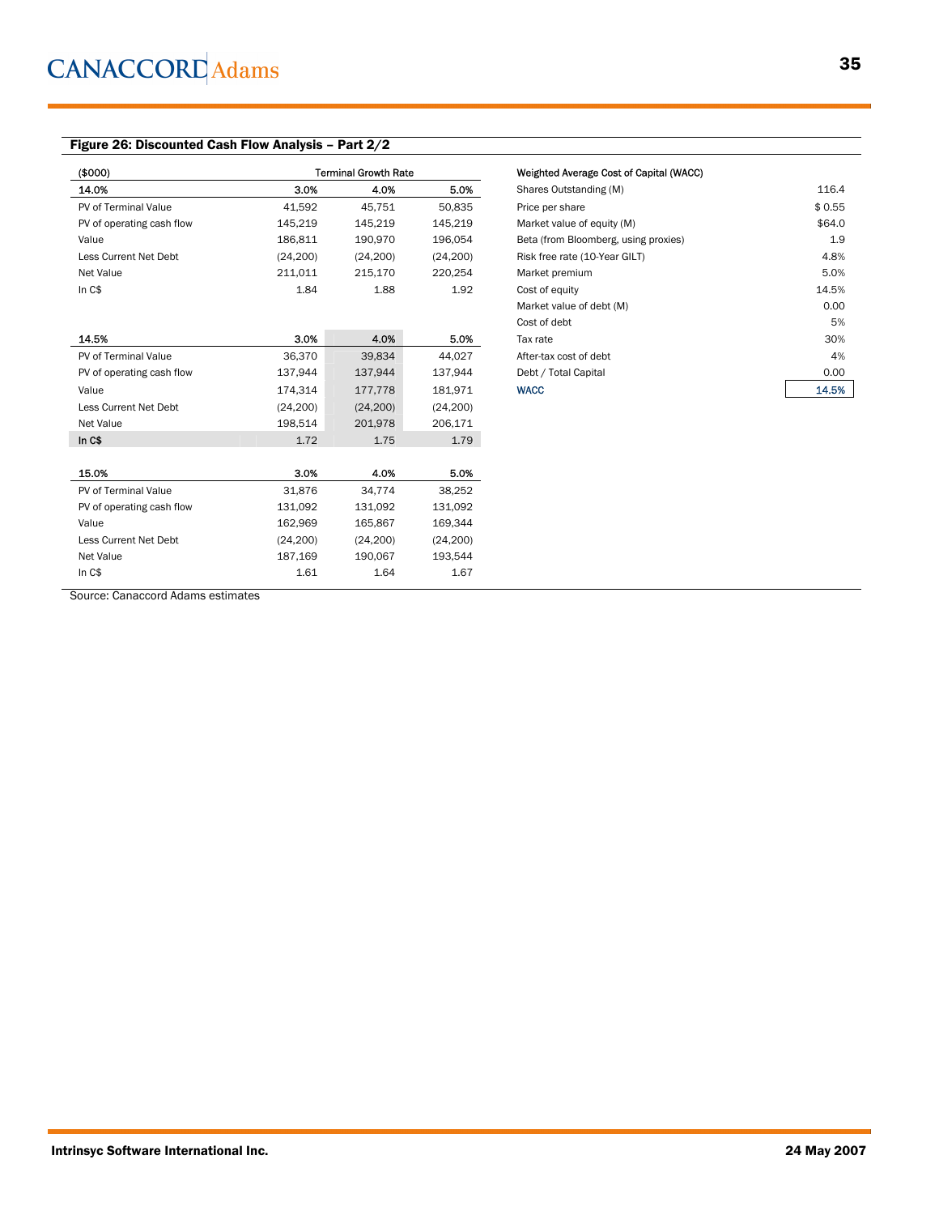## Figure 26: Discounted Cash Flow Analysis – Part 2/2

| ($000) | Terminal Growth Rate | | |
|---|---|---|---|
| **14.0%** | **3.0%** | **4.0%** | **5.0%** |
| PV of Terminal Value | 41,592 | 45,751 | 50,835 |
| PV of operating cash flow | 145,219 | 145,219 | 145,219 |
| Value | 186,811 | 190,970 | 196,054 |
| Less Current Net Debt | (24,200) | (24,200) | (24,200) |
| Net Value | 211,011 | 215,170 | 220,254 |
| In C$ | 1.84 | 1.88 | 1.92 |
| | | | |
| **14.5%** | **3.0%** | **4.0%** | **5.0%** |
| PV of Terminal Value | 36,370 | 39,834 | 44,027 |
| PV of operating cash flow | 137,944 | 137,944 | 137,944 |
| Value | 174,314 | 177,778 | 181,971 |
| Less Current Net Debt | (24,200) | (24,200) | (24,200) |
| Net Value | 198,514 | 201,978 | 206,171 |
| In C$ | 1.72 | 1.75 | 1.79 |
| | | | |
| **15.0%** | **3.0%** | **4.0%** | **5.0%** |
| PV of Terminal Value | 31,876 | 34,774 | 38,252 |
| PV of operating cash flow | 131,092 | 131,092 | 131,092 |
| Value | 162,969 | 165,867 | 169,344 |
| Less Current Net Debt | (24,200) | (24,200) | (24,200) |
| Net Value | 187,169 | 190,067 | 193,544 |
| In C$ | 1.61 | 1.64 | 1.67 |

| Weighted Average Cost of Capital (WACC) | |
|---|---|
| Shares Outstanding (M) | 116.4 |
| Price per share | $ 0.55 |
| Market value of equity (M) | $64.0 |
| Beta (from Bloomberg, using proxies) | 1.9 |
| Risk free rate (10-Year GILT) | 4.8% |
| Market premium | 5.0% |
| Cost of equity | 14.5% |
| Market value of debt (M) | 0.00 |
| Cost of debt | 5% |
| Tax rate | 30% |
| After-tax cost of debt | 4% |
| Debt / Total Capital | 0.00 |
| WACC | 14.5% |

Source: Canaccord Adams estimates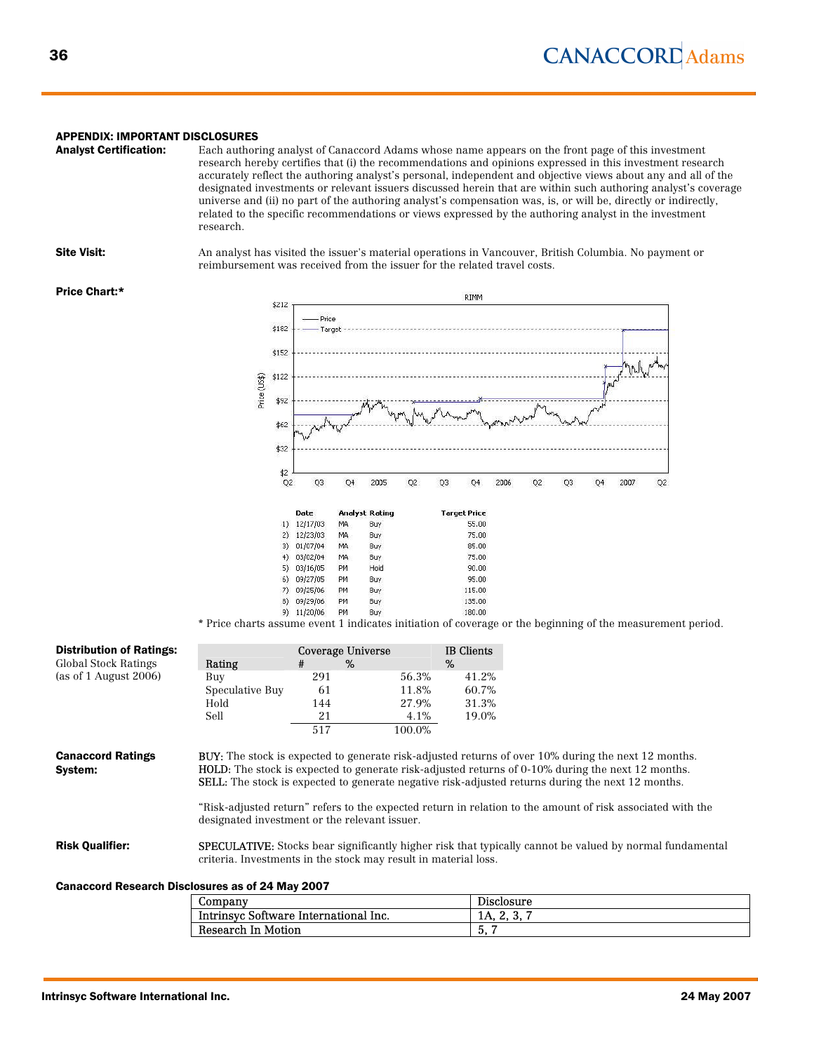## APPENDIX: IMPORTANT DISCLOSURES

**Analyst Certification:** Each authoring analyst of Canaccord Adams whose name appears on the front page of this investment research hereby certifies that (i) the recommendations and opinions expressed in this investment research accurately reflect the authoring analyst's personal, independent and objective views about any and all of the designated investments or relevant issuers discussed herein that are within such authoring analyst's coverage universe and (ii) no part of the authoring analyst's compensation was, is, or will be, directly or indirectly, related to the specific recommendations or views expressed by the authoring analyst in the investment research.

**Site Visit:** An analyst has visited the issuer's material operations in Vancouver, British Columbia. No payment or reimbursement was received from the issuer for the related travel costs.

**Price Chart:***

| | Date | Analyst | Rating | Target Price |
|---|---|---|---|---|
| 1) | 12/17/03 | MA | Buy | 55.00 |
| 2) | 12/23/03 | MA | Buy | 75.00 |
| 3) | 01/07/04 | MA | Buy | 85.00 |
| 4) | 03/02/04 | MA | Buy | 75.00 |
| 5) | 03/16/05 | PM | Hold | 90.00 |
| 6) | 09/27/05 | PM | Buy | 95.00 |
| 7) | 09/25/06 | PM | Buy | 115.00 |
| 8) | 09/29/06 | PM | Buy | 135.00 |
| 9) | 11/20/06 | PM | Buy | 180.00 |

* Price charts assume event 1 indicates initiation of coverage or the beginning of the measurement period.

**Distribution of Ratings:**
Global Stock Ratings
(as of 1 August 2006)

| | Coverage Universe | | IB Clients |
|---|---|---|---|
| Rating | # | % | % |
| Buy | 291 | 56.3% | 41.2% |
| Speculative Buy | 61 | 11.8% | 60.7% |
| Hold | 144 | 27.9% | 31.3% |
| Sell | 21 | 4.1% | 19.0% |
| | 517 | 100.0% | |

**Canaccord Ratings System:**

BUY: The stock is expected to generate risk-adjusted returns of over 10% during the next 12 months.
HOLD: The stock is expected to generate risk-adjusted returns of 0-10% during the next 12 months.
SELL: The stock is expected to generate negative risk-adjusted returns during the next 12 months.

"Risk-adjusted return" refers to the expected return in relation to the amount of risk associated with the designated investment or the relevant issuer.

**Risk Qualifier:** SPECULATIVE: Stocks bear significantly higher risk that typically cannot be valued by normal fundamental criteria. Investments in the stock may result in material loss.

**Canaccord Research Disclosures as of 24 May 2007**

| Company | Disclosure |
|---|---|
| Intrinsyc Software International Inc. | 1A, 2, 3, 7 |
| Research In Motion | 5, 7 |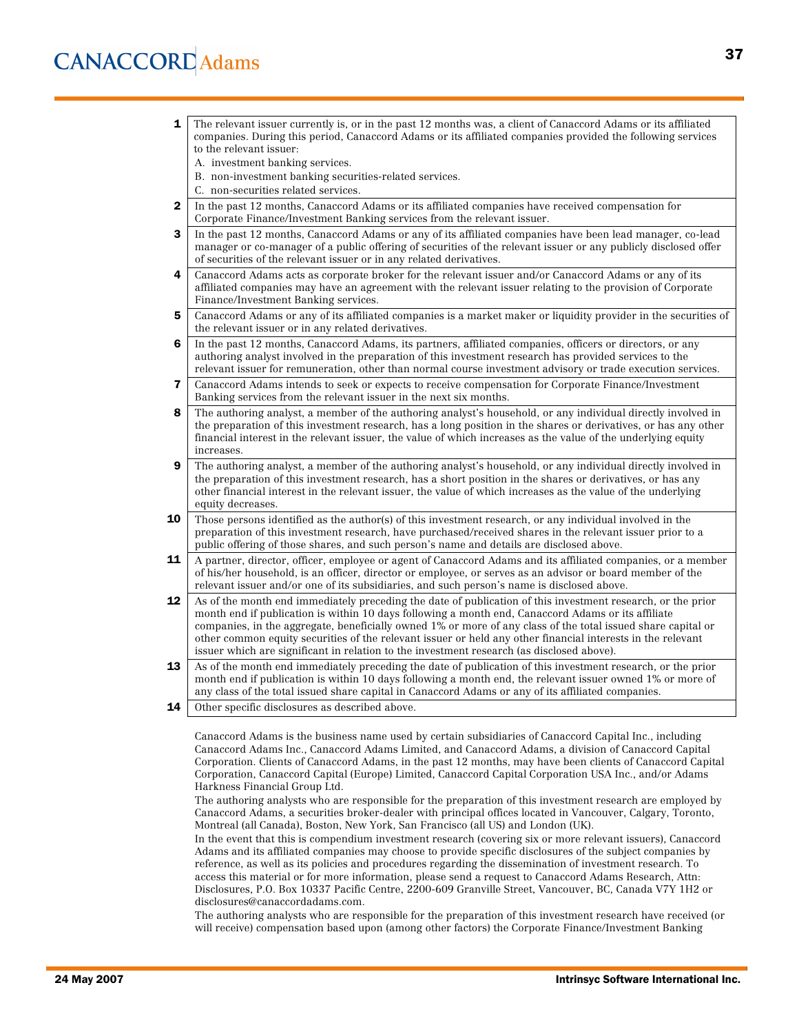| | |
|---|---|
| **1** | The relevant issuer currently is, or in the past 12 months was, a client of Canaccord Adams or its affiliated companies. During this period, Canaccord Adams or its affiliated companies provided the following services to the relevant issuer:<br>A. investment banking services.<br>B. non-investment banking securities-related services.<br>C. non-securities related services. |
| **2** | In the past 12 months, Canaccord Adams or its affiliated companies have received compensation for Corporate Finance/Investment Banking services from the relevant issuer. |
| **3** | In the past 12 months, Canaccord Adams or any of its affiliated companies have been lead manager, co-lead manager or co-manager of a public offering of securities of the relevant issuer or any publicly disclosed offer of securities of the relevant issuer or in any related derivatives. |
| **4** | Canaccord Adams acts as corporate broker for the relevant issuer and/or Canaccord Adams or any of its affiliated companies may have an agreement with the relevant issuer relating to the provision of Corporate Finance/Investment Banking services. |
| **5** | Canaccord Adams or any of its affiliated companies is a market maker or liquidity provider in the securities of the relevant issuer or in any related derivatives. |
| **6** | In the past 12 months, Canaccord Adams, its partners, affiliated companies, officers or directors, or any authoring analyst involved in the preparation of this investment research has provided services to the relevant issuer for remuneration, other than normal course investment advisory or trade execution services. |
| **7** | Canaccord Adams intends to seek or expects to receive compensation for Corporate Finance/Investment Banking services from the relevant issuer in the next six months. |
| **8** | The authoring analyst, a member of the authoring analyst's household, or any individual directly involved in the preparation of this investment research, has a long position in the shares or derivatives, or has any other financial interest in the relevant issuer, the value of which increases as the value of the underlying equity increases. |
| **9** | The authoring analyst, a member of the authoring analyst's household, or any individual directly involved in the preparation of this investment research, has a short position in the shares or derivatives, or has any other financial interest in the relevant issuer, the value of which increases as the value of the underlying equity decreases. |
| **10** | Those persons identified as the author(s) of this investment research, or any individual involved in the preparation of this investment research, have purchased/received shares in the relevant issuer prior to a public offering of those shares, and such person's name and details are disclosed above. |
| **11** | A partner, director, officer, employee or agent of Canaccord Adams and its affiliated companies, or a member of his/her household, is an officer, director or employee, or serves as an advisor or board member of the relevant issuer and/or one of its subsidiaries, and such person's name is disclosed above. |
| **12** | As of the month end immediately preceding the date of publication of this investment research, or the prior month end if publication is within 10 days following a month end, Canaccord Adams or its affiliate companies, in the aggregate, beneficially owned 1% or more of any class of the total issued share capital or other common equity securities of the relevant issuer or held any other financial interests in the relevant issuer which are significant in relation to the investment research (as disclosed above). |
| **13** | As of the month end immediately preceding the date of publication of this investment research, or the prior month end if publication is within 10 days following a month end, the relevant issuer owned 1% or more of any class of the total issued share capital in Canaccord Adams or any of its affiliated companies. |
| **14** | Other specific disclosures as described above. |

Canaccord Adams is the business name used by certain subsidiaries of Canaccord Capital Inc., including Canaccord Adams Inc., Canaccord Adams Limited, and Canaccord Adams, a division of Canaccord Capital Corporation. Clients of Canaccord Adams, in the past 12 months, may have been clients of Canaccord Capital Corporation, Canaccord Capital (Europe) Limited, Canaccord Capital Corporation USA Inc., and/or Adams Harkness Financial Group Ltd.

The authoring analysts who are responsible for the preparation of this investment research are employed by Canaccord Adams, a securities broker-dealer with principal offices located in Vancouver, Calgary, Toronto, Montreal (all Canada), Boston, New York, San Francisco (all US) and London (UK).

In the event that this is compendium investment research (covering six or more relevant issuers), Canaccord Adams and its affiliated companies may choose to provide specific disclosures of the subject companies by reference, as well as its policies and procedures regarding the dissemination of investment research. To access this material or for more information, please send a request to Canaccord Adams Research, Attn: Disclosures, P.O. Box 10337 Pacific Centre, 2200-609 Granville Street, Vancouver, BC, Canada V7Y 1H2 or disclosures@canaccordadams.com.

The authoring analysts who are responsible for the preparation of this investment research have received (or will receive) compensation based upon (among other factors) the Corporate Finance/Investment Banking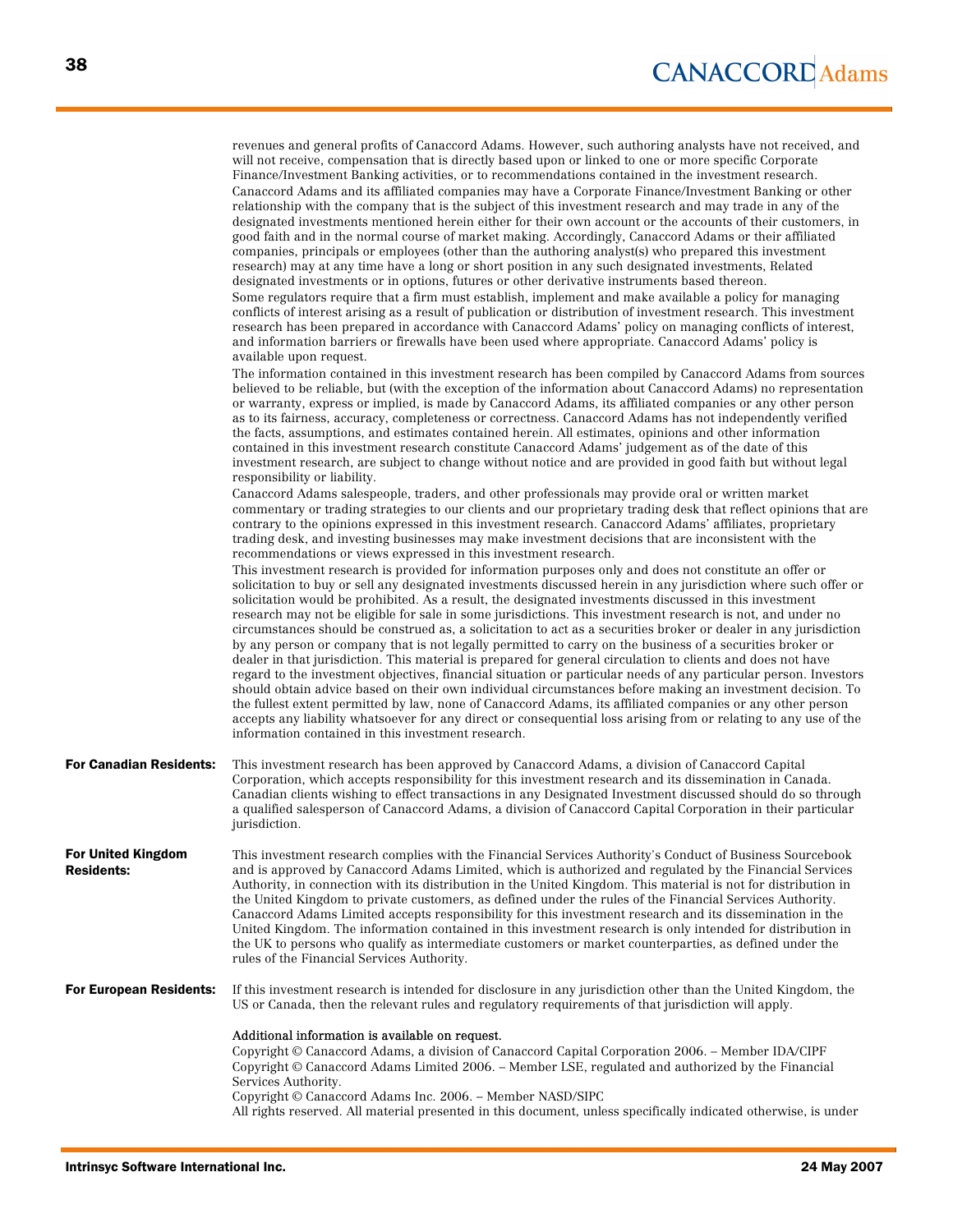revenues and general profits of Canaccord Adams. However, such authoring analysts have not received, and will not receive, compensation that is directly based upon or linked to one or more specific Corporate Finance/Investment Banking activities, or to recommendations contained in the investment research.

Canaccord Adams and its affiliated companies may have a Corporate Finance/Investment Banking or other relationship with the company that is the subject of this investment research and may trade in any of the designated investments mentioned herein either for their own account or the accounts of their customers, in good faith and in the normal course of market making. Accordingly, Canaccord Adams or their affiliated companies, principals or employees (other than the authoring analyst(s) who prepared this investment research) may at any time have a long or short position in any such designated investments, Related designated investments or in options, futures or other derivative instruments based thereon.

Some regulators require that a firm must establish, implement and make available a policy for managing conflicts of interest arising as a result of publication or distribution of investment research. This investment research has been prepared in accordance with Canaccord Adams' policy on managing conflicts of interest, and information barriers or firewalls have been used where appropriate. Canaccord Adams' policy is available upon request.

The information contained in this investment research has been compiled by Canaccord Adams from sources believed to be reliable, but (with the exception of the information about Canaccord Adams) no representation or warranty, express or implied, is made by Canaccord Adams, its affiliated companies or any other person as to its fairness, accuracy, completeness or correctness. Canaccord Adams has not independently verified the facts, assumptions, and estimates contained herein. All estimates, opinions and other information contained in this investment research constitute Canaccord Adams' judgement as of the date of this investment research, are subject to change without notice and are provided in good faith but without legal responsibility or liability.

Canaccord Adams salespeople, traders, and other professionals may provide oral or written market commentary or trading strategies to our clients and our proprietary trading desk that reflect opinions that are contrary to the opinions expressed in this investment research. Canaccord Adams' affiliates, proprietary trading desk, and investing businesses may make investment decisions that are inconsistent with the recommendations or views expressed in this investment research.

This investment research is provided for information purposes only and does not constitute an offer or solicitation to buy or sell any designated investments discussed herein in any jurisdiction where such offer or solicitation would be prohibited. As a result, the designated investments discussed in this investment research may not be eligible for sale in some jurisdictions. This investment research is not, and under no circumstances should be construed as, a solicitation to act as a securities broker or dealer in any jurisdiction by any person or company that is not legally permitted to carry on the business of a securities broker or dealer in that jurisdiction. This material is prepared for general circulation to clients and does not have regard to the investment objectives, financial situation or particular needs of any particular person. Investors should obtain advice based on their own individual circumstances before making an investment decision. To the fullest extent permitted by law, none of Canaccord Adams, its affiliated companies or any other person accepts any liability whatsoever for any direct or consequential loss arising from or relating to any use of the information contained in this investment research.

**For Canadian Residents:** This investment research has been approved by Canaccord Adams, a division of Canaccord Capital Corporation, which accepts responsibility for this investment research and its dissemination in Canada. Canadian clients wishing to effect transactions in any Designated Investment discussed should do so through a qualified salesperson of Canaccord Adams, a division of Canaccord Capital Corporation in their particular jurisdiction.

**For United Kingdom Residents:** This investment research complies with the Financial Services Authority's Conduct of Business Sourcebook and is approved by Canaccord Adams Limited, which is authorized and regulated by the Financial Services Authority, in connection with its distribution in the United Kingdom. This material is not for distribution in the United Kingdom to private customers, as defined under the rules of the Financial Services Authority. Canaccord Adams Limited accepts responsibility for this investment research and its dissemination in the United Kingdom. The information contained in this investment research is only intended for distribution in the UK to persons who qualify as intermediate customers or market counterparties, as defined under the rules of the Financial Services Authority.

**For European Residents:** If this investment research is intended for disclosure in any jurisdiction other than the United Kingdom, the US or Canada, then the relevant rules and regulatory requirements of that jurisdiction will apply.

Additional information is available on request.

Copyright © Canaccord Adams, a division of Canaccord Capital Corporation 2006. – Member IDA/CIPF

Copyright © Canaccord Adams Limited 2006. – Member LSE, regulated and authorized by the Financial Services Authority.

Copyright © Canaccord Adams Inc. 2006. – Member NASD/SIPC

All rights reserved. All material presented in this document, unless specifically indicated otherwise, is under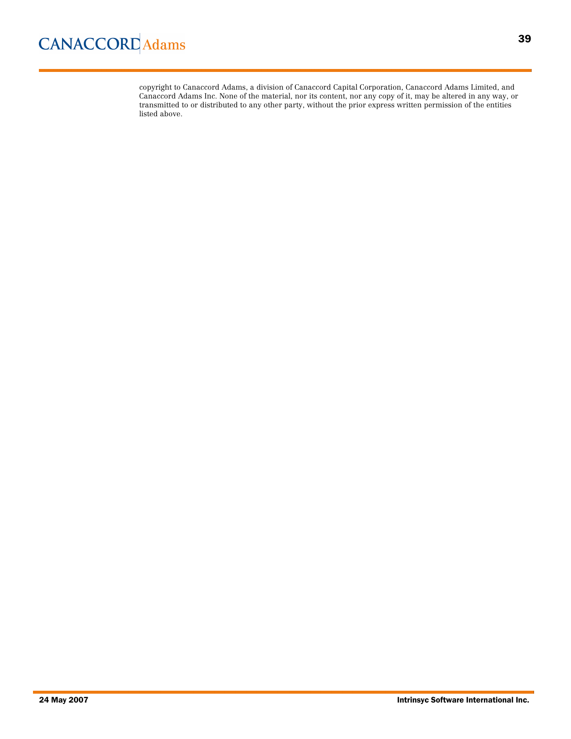copyright to Canaccord Adams, a division of Canaccord Capital Corporation, Canaccord Adams Limited, and Canaccord Adams Inc. None of the material, nor its content, nor any copy of it, may be altered in any way, or transmitted to or distributed to any other party, without the prior express written permission of the entities listed above.